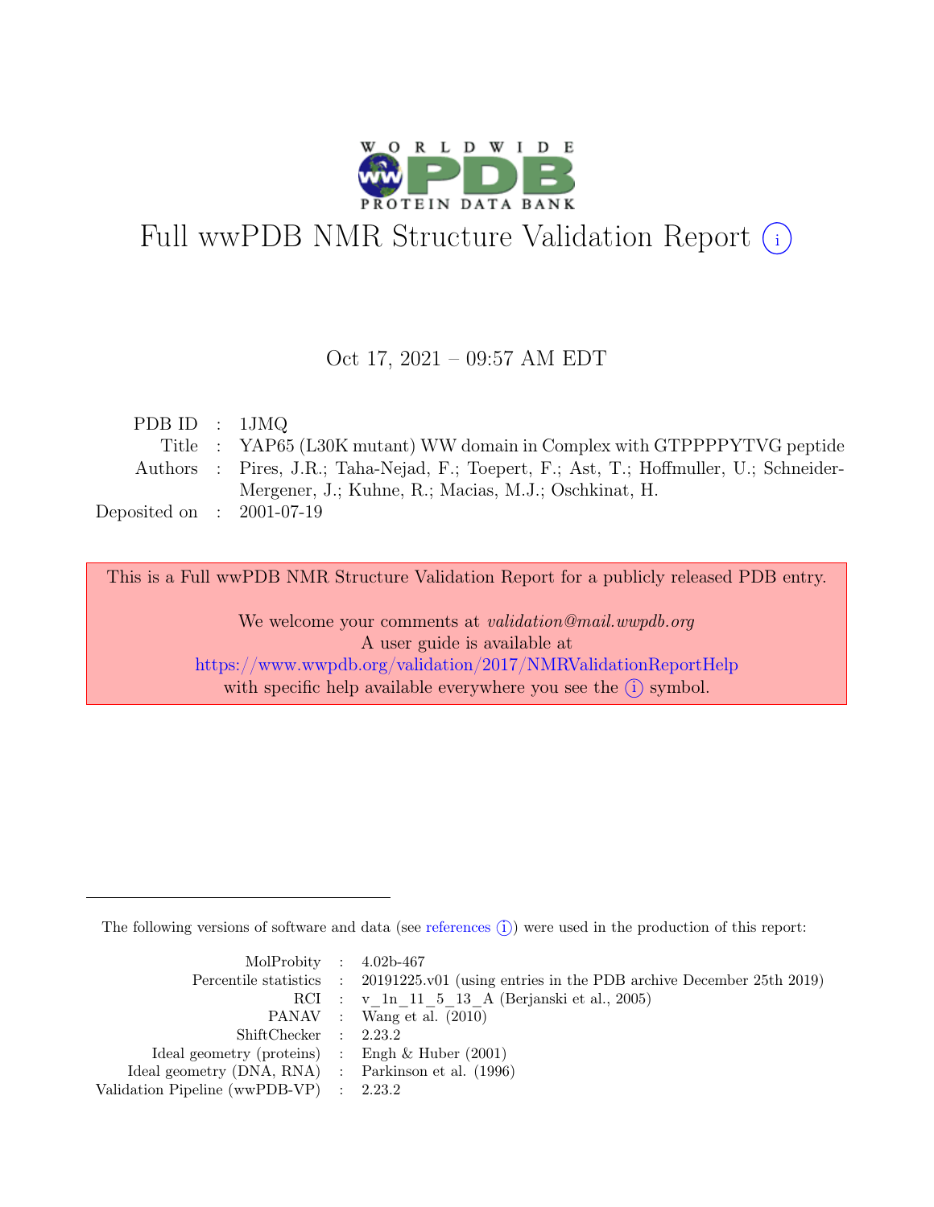# Full wwPDB NMR Structure Validation Report (i)

Oct 17, 2021 – 09:57 AM EDT

| | | |
|---|---|---|
| PDB ID | : | 1JMQ |
| Title | : | YAP65 (L30K mutant) WW domain in Complex with GTPPPPYTVG peptide |
| Authors | : | Pires, J.R.; Taha-Nejad, F.; Toepert, F.; Ast, T.; Hoffmuller, U.; Schneider-Mergener, J.; Kuhne, R.; Macias, M.J.; Oschkinat, H. |
| Deposited on | : | 2001-07-19 |

This is a Full wwPDB NMR Structure Validation Report for a publicly released PDB entry.

We welcome your comments at *validation@mail.wwpdb.org*
A user guide is available at
https://www.wwpdb.org/validation/2017/NMRValidationReportHelp
with specific help available everywhere you see the (i) symbol.

---

The following versions of software and data (see references (i)) were used in the production of this report:

| | | |
|---|---|---|
| MolProbity | : | 4.02b-467 |
| Percentile statistics | : | 20191225.v01 (using entries in the PDB archive December 25th 2019) |
| RCI | : | v_1n_11_5_13_A (Berjanski et al., 2005) |
| PANAV | : | Wang et al. (2010) |
| ShiftChecker | : | 2.23.2 |
| Ideal geometry (proteins) | : | Engh & Huber (2001) |
| Ideal geometry (DNA, RNA) | : | Parkinson et al. (1996) |
| Validation Pipeline (wwPDB-VP) | : | 2.23.2 |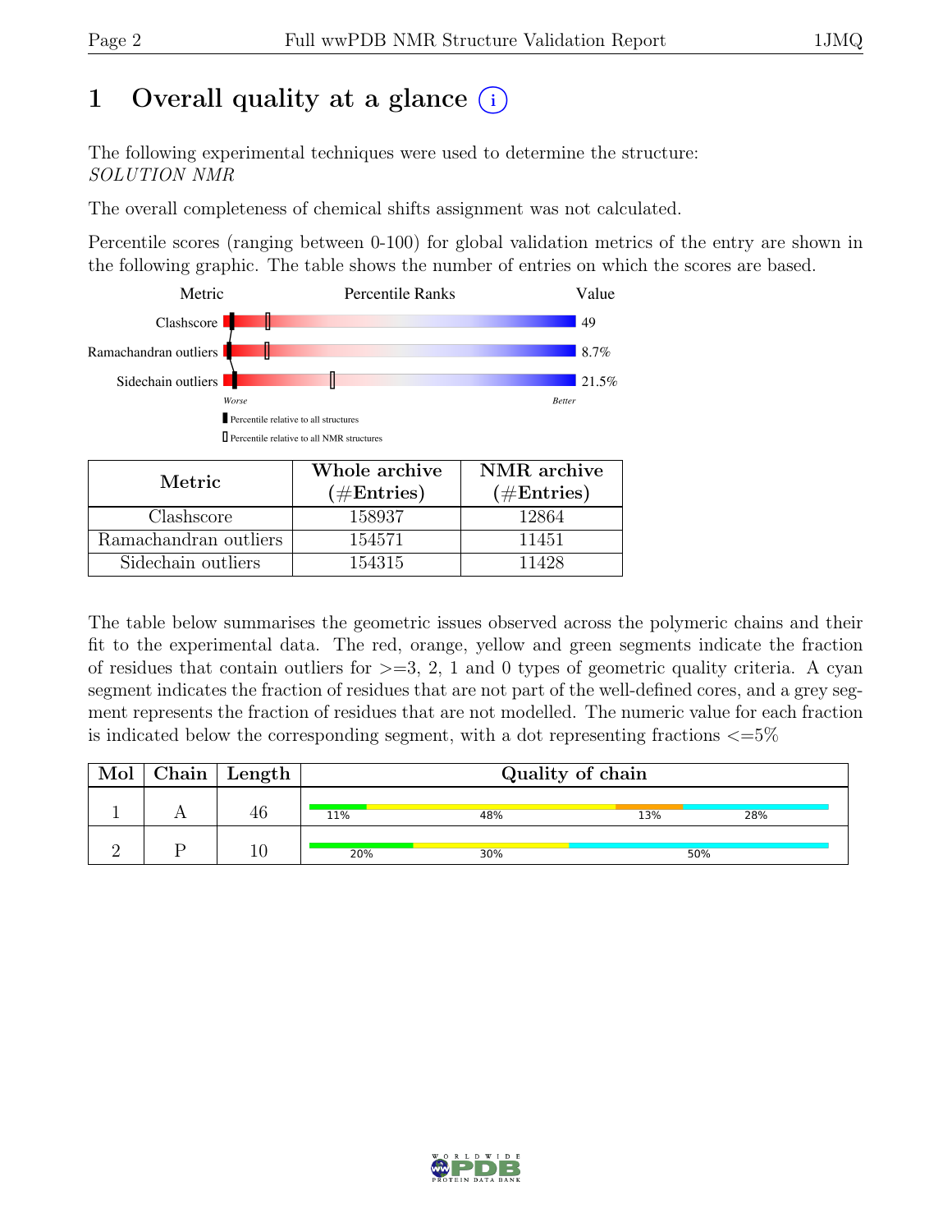# 1 Overall quality at a glance

The following experimental techniques were used to determine the structure:
*SOLUTION NMR*

The overall completeness of chemical shifts assignment was not calculated.

Percentile scores (ranging between 0-100) for global validation metrics of the entry are shown in the following graphic. The table shows the number of entries on which the scores are based.

| Metric | Percentile Ranks | Value |
|---|---|---|
| Clashscore | | 49 |
| Ramachandran outliers | | 8.7% |
| Sidechain outliers | | 21.5% |

Worse — Better

▌Percentile relative to all structures

▯Percentile relative to all NMR structures

| Metric | Whole archive (#Entries) | NMR archive (#Entries) |
|---|---|---|
| Clashscore | 158937 | 12864 |
| Ramachandran outliers | 154571 | 11451 |
| Sidechain outliers | 154315 | 11428 |

The table below summarises the geometric issues observed across the polymeric chains and their fit to the experimental data. The red, orange, yellow and green segments indicate the fraction of residues that contain outliers for >=3, 2, 1 and 0 types of geometric quality criteria. A cyan segment indicates the fraction of residues that are not part of the well-defined cores, and a grey segment represents the fraction of residues that are not modelled. The numeric value for each fraction is indicated below the corresponding segment, with a dot representing fractions <=5%

| Mol | Chain | Length | Quality of chain |
|---|---|---|---|
| 1 | A | 46 | 11% 48% 13% 28% |
| 2 | P | 10 | 20% 30% 50% |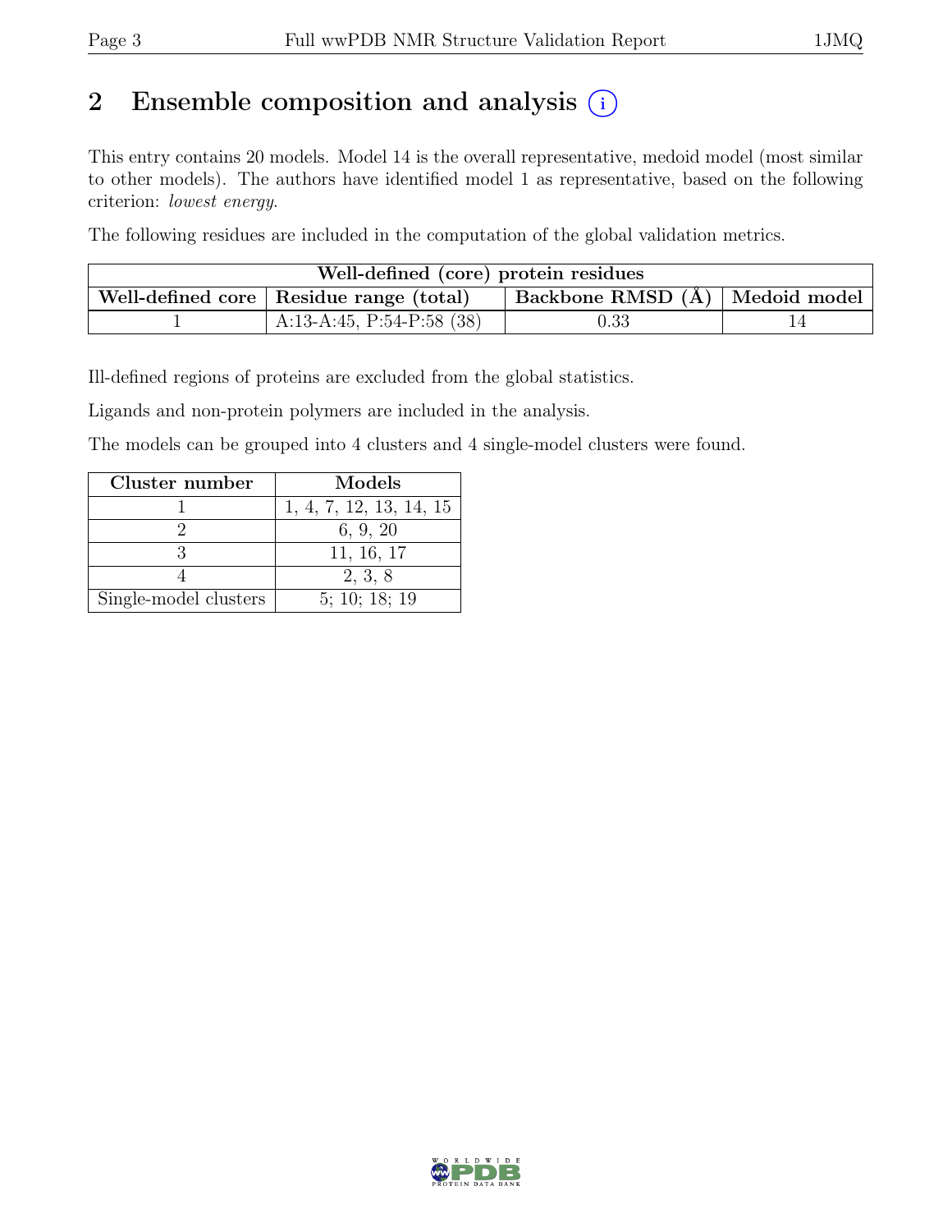# 2 Ensemble composition and analysis (i)

This entry contains 20 models. Model 14 is the overall representative, medoid model (most similar to other models). The authors have identified model 1 as representative, based on the following criterion: *lowest energy*.

The following residues are included in the computation of the global validation metrics.

| Well-defined (core) protein residues | | | |
|---|---|---|---|
| Well-defined core | Residue range (total) | Backbone RMSD (Å) | Medoid model |
| 1 | A:13-A:45, P:54-P:58 (38) | 0.33 | 14 |

Ill-defined regions of proteins are excluded from the global statistics.

Ligands and non-protein polymers are included in the analysis.

The models can be grouped into 4 clusters and 4 single-model clusters were found.

| Cluster number | Models |
|---|---|
| 1 | 1, 4, 7, 12, 13, 14, 15 |
| 2 | 6, 9, 20 |
| 3 | 11, 16, 17 |
| 4 | 2, 3, 8 |
| Single-model clusters | 5; 10; 18; 19 |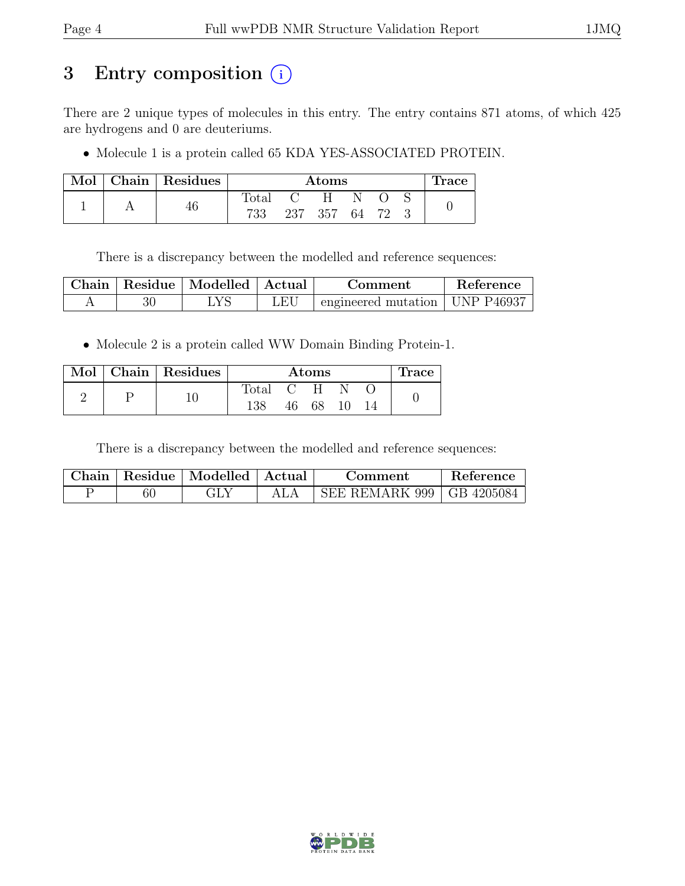# 3 Entry composition (i)

There are 2 unique types of molecules in this entry. The entry contains 871 atoms, of which 425 are hydrogens and 0 are deuteriums.

- Molecule 1 is a protein called 65 KDA YES-ASSOCIATED PROTEIN.

| Mol | Chain | Residues | Atoms | | | | | | Trace |
|---|---|---|---|---|---|---|---|---|---|
| | | | Total | C | H | N | O | S | |
| 1 | A | 46 | 733 | 237 | 357 | 64 | 72 | 3 | 0 |

There is a discrepancy between the modelled and reference sequences:

| Chain | Residue | Modelled | Actual | Comment | Reference |
|---|---|---|---|---|---|
| A | 30 | LYS | LEU | engineered mutation | UNP P46937 |

- Molecule 2 is a protein called WW Domain Binding Protein-1.

| Mol | Chain | Residues | Atoms | | | | | Trace |
|---|---|---|---|---|---|---|---|---|
| | | | Total | C | H | N | O | |
| 2 | P | 10 | 138 | 46 | 68 | 10 | 14 | 0 |

There is a discrepancy between the modelled and reference sequences:

| Chain | Residue | Modelled | Actual | Comment | Reference |
|---|---|---|---|---|---|
| P | 60 | GLY | ALA | SEE REMARK 999 | GB 4205084 |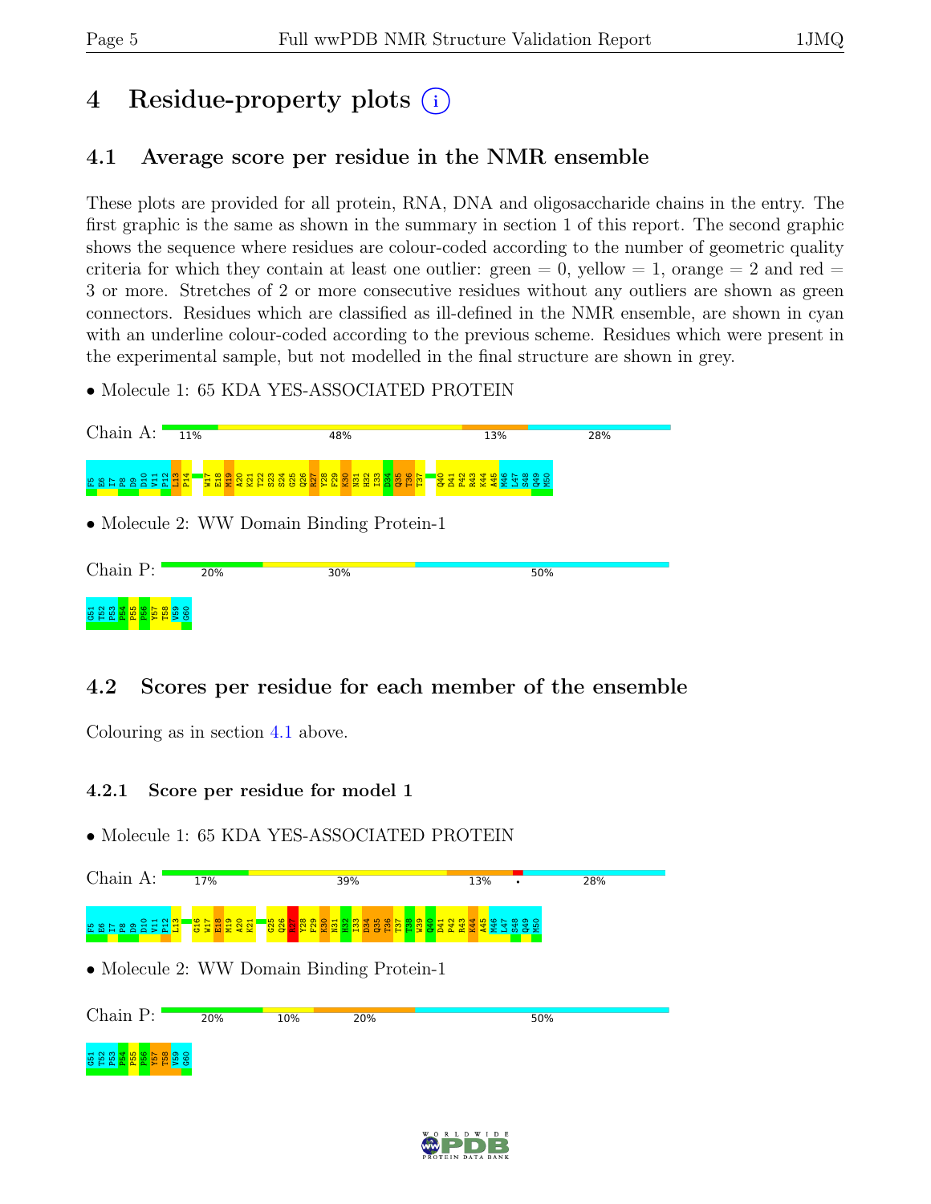# 4 Residue-property plots

## 4.1 Average score per residue in the NMR ensemble

These plots are provided for all protein, RNA, DNA and oligosaccharide chains in the entry. The first graphic is the same as shown in the summary in section 1 of this report. The second graphic shows the sequence where residues are colour-coded according to the number of geometric quality criteria for which they contain at least one outlier: green = 0, yellow = 1, orange = 2 and red = 3 or more. Stretches of 2 or more consecutive residues without any outliers are shown as green connectors. Residues which are classified as ill-defined in the NMR ensemble, are shown in cyan with an underline colour-coded according to the previous scheme. Residues which were present in the experimental sample, but not modelled in the final structure are shown in grey.

- Molecule 1: 65 KDA YES-ASSOCIATED PROTEIN

Chain A: 11% | 48% | 13% | 28%

F5 E6 I7 P8 D9 D10 V11 P12 L13 P14 W17 E18 M19 A20 K21 T22 S23 S24 G25 Q26 R27 Y28 F29 K30 N31 H32 I33 D34 Q35 T36 T37 Q40 D41 P42 R43 K44 A45 M46 L47 S48 Q49 M50

- Molecule 2: WW Domain Binding Protein-1

Chain P: 20% | 30% | 50%

G51 T52 P53 P54 P55 P56 Y57 T58 V59 G60

## 4.2 Scores per residue for each member of the ensemble

Colouring as in section 4.1 above.

### 4.2.1 Score per residue for model 1

- Molecule 1: 65 KDA YES-ASSOCIATED PROTEIN

Chain A: 17% | 39% | 13% | • | 28%

F5 E6 I7 P8 D9 D10 V11 P12 L13 G16 W17 E18 M19 A20 K21 G25 Q26 R27 Y28 F29 K30 N31 H32 I33 D34 Q35 T36 T37 T38 W39 Q40 D41 P42 R43 K44 A45 M46 L47 S48 Q49 M50

- Molecule 2: WW Domain Binding Protein-1

Chain P: 20% | 10% | 20% | 50%

G51 T52 P53 P54 P55 P56 Y57 T58 V59 G60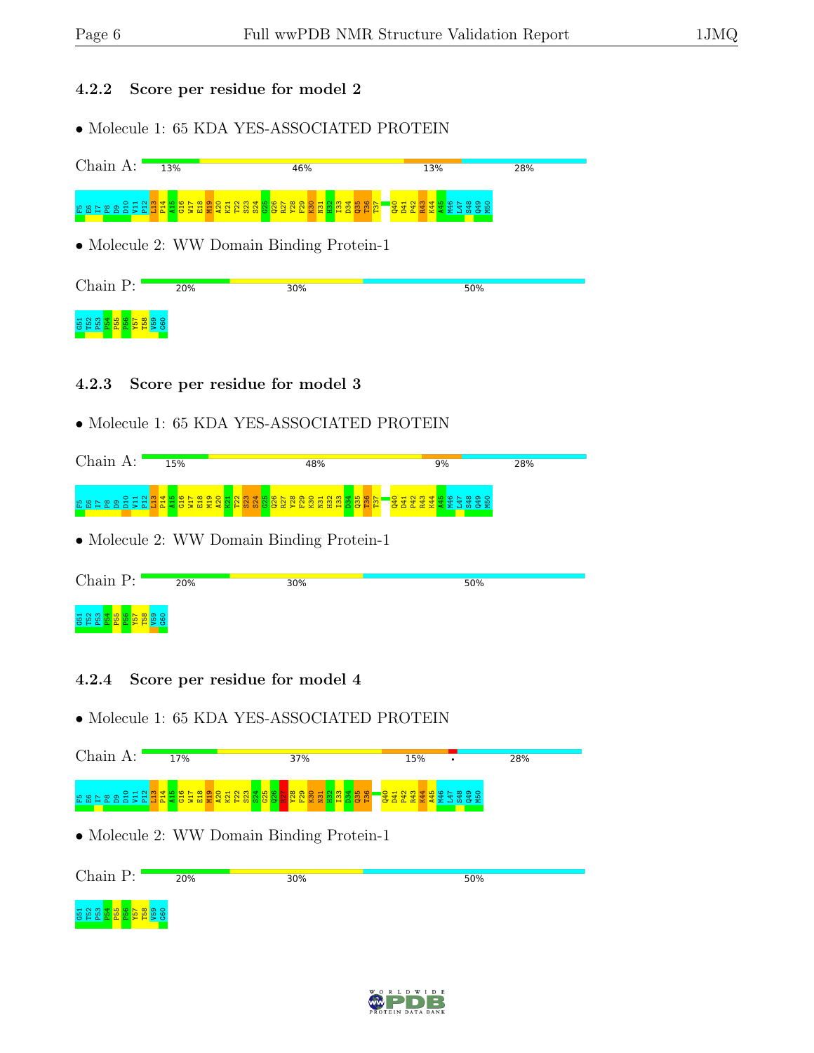### 4.2.2 Score per residue for model 2

- Molecule 1: 65 KDA YES-ASSOCIATED PROTEIN

Chain A: 13% 46% 13% 28%

F5 E6 I7 P8 D9 D10 V11 P12 L13 P14 A15 G16 W17 E18 M19 A20 K21 T22 S23 S24 G25 Q26 R27 Y28 F29 K30 N31 H32 I33 D34 Q35 T36 T37 Q40 D41 P42 R43 K44 A45 M46 L47 S48 Q49 M50

- Molecule 2: WW Domain Binding Protein-1

Chain P: 20% 30% 50%

G51 T52 P53 P54 P55 P56 Y57 T58 V59 G60

### 4.2.3 Score per residue for model 3

- Molecule 1: 65 KDA YES-ASSOCIATED PROTEIN

Chain A: 15% 48% 9% 28%

F5 E6 I7 P8 D9 D10 V11 P12 L13 P14 A15 G16 W17 E18 M19 A20 K21 T22 S23 S24 G25 Q26 R27 Y28 F29 K30 N31 H32 I33 D34 Q35 T36 T37 Q40 D41 P42 R43 K44 A45 M46 L47 S48 Q49 M50

- Molecule 2: WW Domain Binding Protein-1

Chain P: 20% 30% 50%

G51 T52 P53 P54 P55 P56 Y57 T58 V59 G60

### 4.2.4 Score per residue for model 4

- Molecule 1: 65 KDA YES-ASSOCIATED PROTEIN

Chain A: 17% 37% 15% • 28%

F5 E6 I7 P8 D9 D10 V11 P12 L13 P14 A15 G16 W17 E18 M19 A20 K21 T22 S23 S24 G25 Q26 R27 Y28 F29 K30 N31 H32 I33 D34 Q35 T36 Q40 D41 P42 R43 K44 A45 M46 L47 S48 Q49 M50

- Molecule 2: WW Domain Binding Protein-1

Chain P: 20% 30% 50%

G51 T52 P53 P54 P55 P56 Y57 T58 V59 G60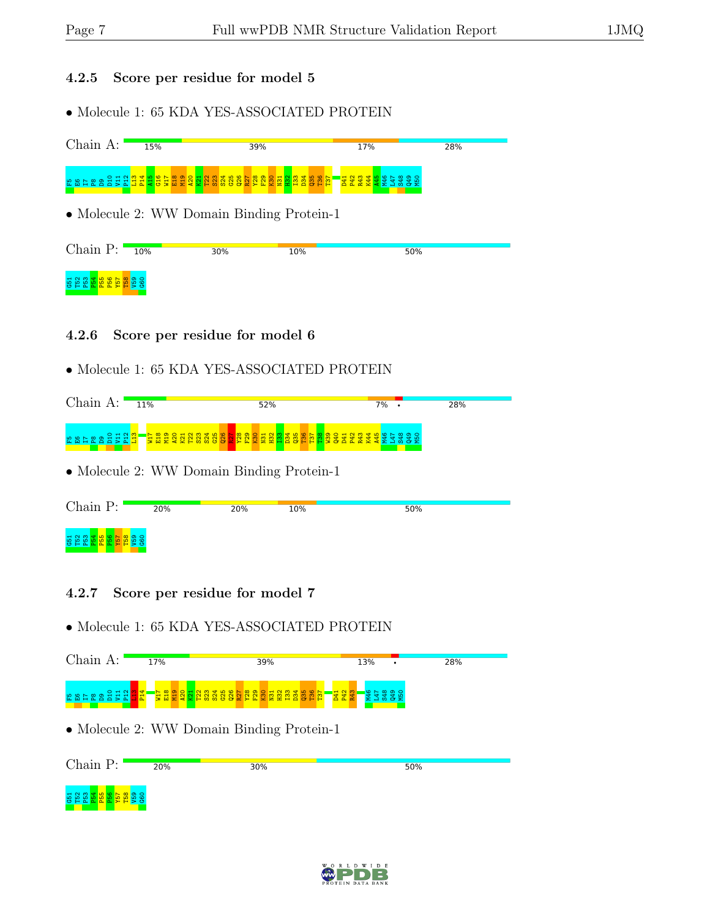### 4.2.5 Score per residue for model 5

• Molecule 1: 65 KDA YES-ASSOCIATED PROTEIN

Chain A: 15% 39% 17% 28%

F5 E6 I7 P8 D9 D10 V11 P12 L13 P14 A15 G16 W17 E18 M19 A20 K21 T22 S23 S24 G25 Q26 R27 Y28 F29 K30 N31 H32 I33 D34 Q35 T36 T37 D41 P42 R43 K44 A45 M46 L47 S48 Q49 M50

• Molecule 2: WW Domain Binding Protein-1

Chain P: 10% 30% 10% 50%

G51 T52 P53 P54 P55 P56 Y57 T58 V59 G60

### 4.2.6 Score per residue for model 6

• Molecule 1: 65 KDA YES-ASSOCIATED PROTEIN

Chain A: 11% 52% 7% • 28%

F5 E6 I7 P8 D9 D10 V11 P12 L13 W17 E18 M19 A20 K21 T22 S23 S24 G25 Q26 R27 Y28 F29 K30 N31 H32 I33 D34 Q35 T36 T37 T38 W39 Q40 D41 P42 R43 K44 A45 M46 L47 S48 Q49 M50

• Molecule 2: WW Domain Binding Protein-1

Chain P: 20% 20% 10% 50%

G51 T52 P53 P54 P55 P56 Y57 T58 V59 G60

### 4.2.7 Score per residue for model 7

• Molecule 1: 65 KDA YES-ASSOCIATED PROTEIN

Chain A: 17% 39% 13% • 28%

F5 E6 I7 P8 D9 D10 V11 P12 L13 P14 W17 E18 M19 A20 K21 T22 S23 S24 G25 Q26 R27 Y28 F29 K30 N31 H32 I33 D34 Q35 T36 T37 D41 P42 R43 M46 L47 S48 Q49 M50

• Molecule 2: WW Domain Binding Protein-1

Chain P: 20% 30% 50%

G51 T52 P53 P54 P55 P56 Y57 T58 V59 G60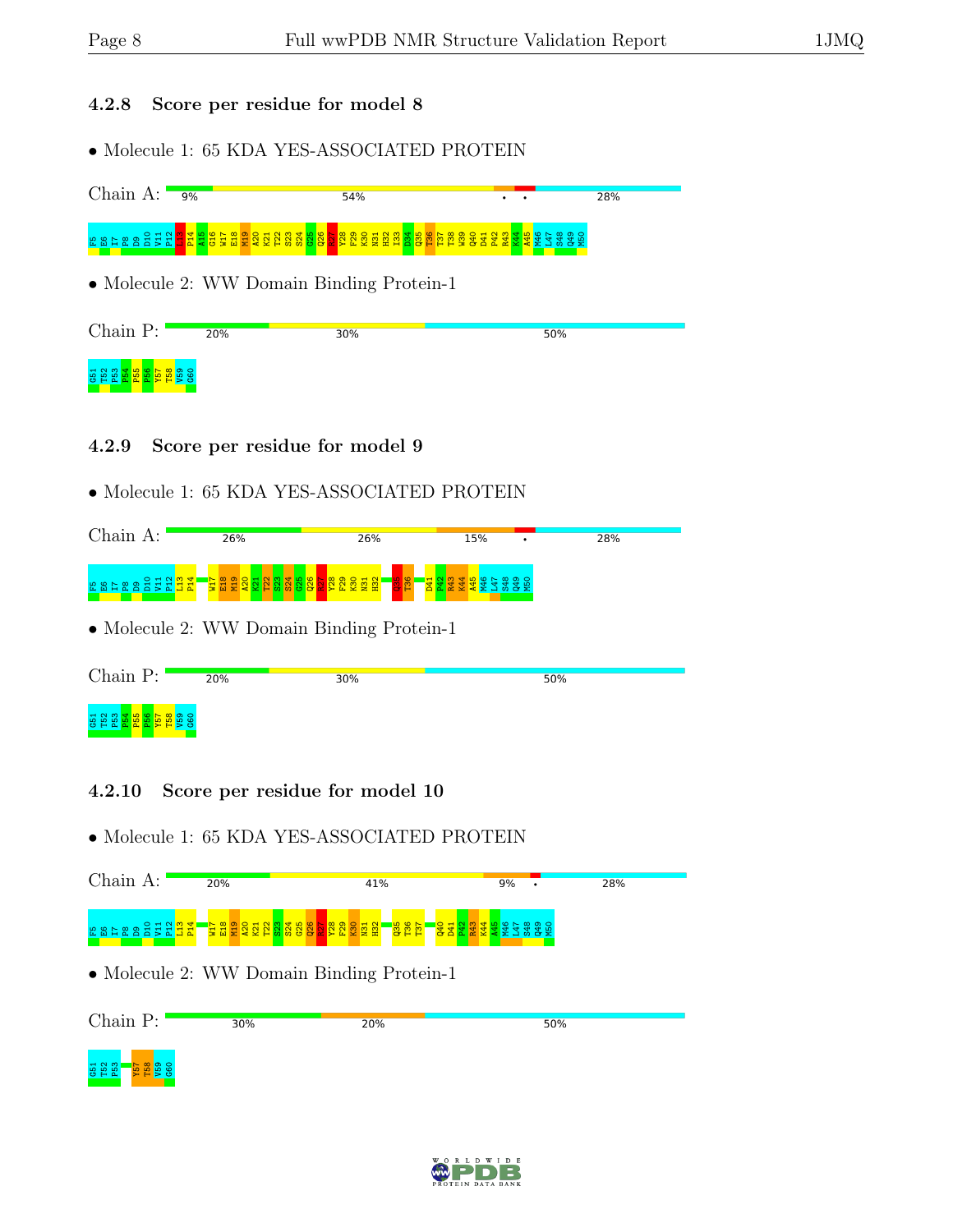### 4.2.8 Score per residue for model 8

- Molecule 1: 65 KDA YES-ASSOCIATED PROTEIN

Chain A: 9% 54% • • 28%

F5 E6 I7 P8 D9 D10 V11 P12 L13 P14 A15 G16 W17 E18 M19 A20 K21 T22 S23 S24 G25 Q26 R27 Y28 F29 K30 N31 H32 I33 D34 Q35 T36 T37 T38 W39 Q40 D41 P42 R43 K44 A45 M46 L47 S48 Q49 M50

- Molecule 2: WW Domain Binding Protein-1

Chain P: 20% 30% 50%

G51 T52 P53 P54 P55 P56 Y57 T58 V59 G60

### 4.2.9 Score per residue for model 9

- Molecule 1: 65 KDA YES-ASSOCIATED PROTEIN

Chain A: 26% 26% 15% • 28%

F5 E6 I7 P8 D9 D10 V11 P12 L13 P14 W17 E18 M19 A20 K21 T22 S23 S24 G25 Q26 R27 Y28 F29 K30 N31 H32 Q35 T36 D41 P42 R43 K44 A45 M46 L47 S48 Q49 M50

- Molecule 2: WW Domain Binding Protein-1

Chain P: 20% 30% 50%

G51 T52 P53 P54 P55 P56 Y57 T58 V59 G60

### 4.2.10 Score per residue for model 10

- Molecule 1: 65 KDA YES-ASSOCIATED PROTEIN

Chain A: 20% 41% 9% • 28%

F5 E6 I7 P8 D9 D10 V11 P12 L13 P14 W17 E18 M19 A20 K21 T22 S23 S24 G25 Q26 R27 Y28 F29 K30 N31 H32 Q35 T36 T37 Q40 D41 P42 R43 K44 A45 M46 L47 S48 Q49 M50

- Molecule 2: WW Domain Binding Protein-1

Chain P: 30% 20% 50%

G51 T52 P53 Y57 T58 V59 G60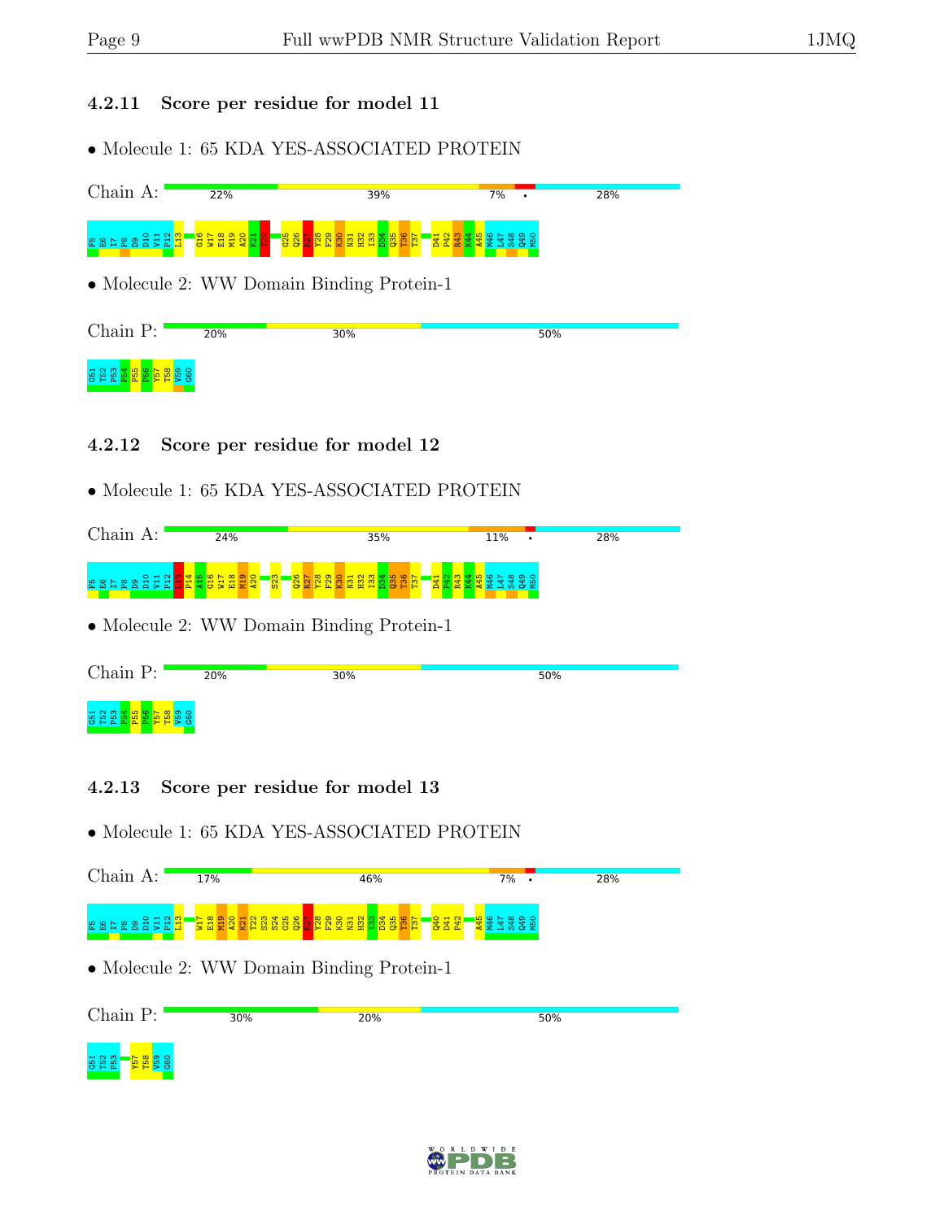### 4.2.11 Score per residue for model 11

- Molecule 1: 65 KDA YES-ASSOCIATED PROTEIN

Chain A: 22% 39% 7% • 28%

F5 E6 I7 P8 D9 D10 V11 P12 L13 G16 W17 E18 M19 A20 K21 T22 Q25 Q26 R27 Y28 F29 K30 N31 H32 I33 D34 Q35 T36 T37 D41 P42 R43 K44 A45 M46 L47 S48 Q49 M50

- Molecule 2: WW Domain Binding Protein-1

Chain P: 20% 30% 50%

G51 T52 P53 P54 P55 P56 Y57 T58 V59 G60

### 4.2.12 Score per residue for model 12

- Molecule 1: 65 KDA YES-ASSOCIATED PROTEIN

Chain A: 24% 35% 11% • 28%

F5 E6 I7 P8 D9 D10 V11 P12 L13 P14 A15 G16 W17 E18 M19 A20 S23 Q26 R27 Y28 F29 K30 N31 H32 I33 D34 Q35 T36 T37 D41 P42 R43 K44 A45 M46 L47 S48 Q49 M50

- Molecule 2: WW Domain Binding Protein-1

Chain P: 20% 30% 50%

G51 T52 P53 P54 P55 P56 Y57 T58 V59 G60

### 4.2.13 Score per residue for model 13

- Molecule 1: 65 KDA YES-ASSOCIATED PROTEIN

Chain A: 17% 46% 7% • 28%

F5 E6 I7 P8 D9 D10 V11 P12 L13 W17 E18 M19 A20 K21 T22 S23 S24 Q25 Q26 R27 Y28 F29 K30 N31 H32 I33 D34 Q35 T36 T37 Q40 D41 P42 A45 M46 L47 S48 Q49 M50

- Molecule 2: WW Domain Binding Protein-1

Chain P: 30% 20% 50%

G51 T52 P53 Y57 T58 V59 G60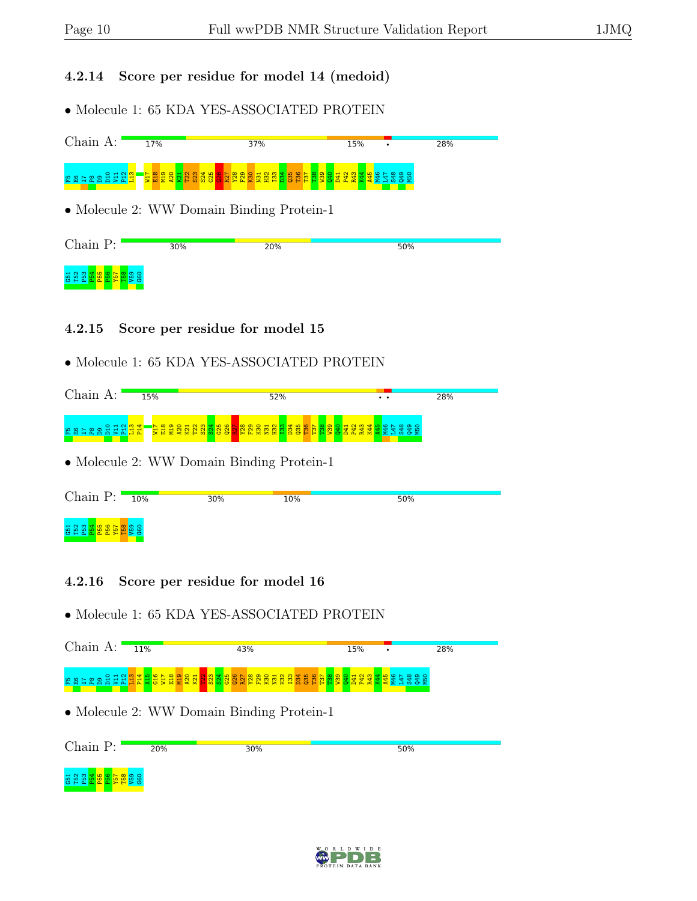### 4.2.14 Score per residue for model 14 (medoid)

- Molecule 1: 65 KDA YES-ASSOCIATED PROTEIN

Chain A: 17% 37% 15% • 28%

F5 E6 I7 P8 D9 D10 V11 P12 L13 W17 E18 M19 A20 K21 T22 S23 S24 G25 Q26 R27 Y28 F29 K30 N31 H32 I33 D34 Q35 T36 T37 T38 W39 Q40 D41 P42 R43 K44 A45 M46 L47 S48 Q49 M50

- Molecule 2: WW Domain Binding Protein-1

Chain P: 30% 20% 50%

G51 T52 P53 P54 P55 P56 Y57 T58 V59 G60

### 4.2.15 Score per residue for model 15

- Molecule 1: 65 KDA YES-ASSOCIATED PROTEIN

Chain A: 15% 52% • • 28%

F5 E6 I7 P8 D9 D10 V11 P12 L13 P14 W17 E18 M19 A20 K21 T22 S23 S24 G25 Q26 R27 Y28 F29 K30 N31 H32 I33 D34 Q35 T36 T37 T38 W39 Q40 D41 P42 R43 K44 A45 M46 L47 S48 Q49 M50

- Molecule 2: WW Domain Binding Protein-1

Chain P: 10% 30% 10% 50%

G51 T52 P53 P54 P55 P56 Y57 T58 V59 G60

### 4.2.16 Score per residue for model 16

- Molecule 1: 65 KDA YES-ASSOCIATED PROTEIN

Chain A: 11% 43% 15% • 28%

F5 E6 I7 P8 D9 D10 V11 P12 L13 P14 A15 G16 W17 E18 M19 A20 K21 T22 S23 S24 G25 Q26 R27 Y28 F29 K30 N31 H32 I33 D34 Q35 T36 T37 T38 W39 Q40 D41 P42 R43 K44 A45 M46 L47 S48 Q49 M50

- Molecule 2: WW Domain Binding Protein-1

Chain P: 20% 30% 50%

G51 T52 P53 P54 P55 P56 Y57 T58 V59 G60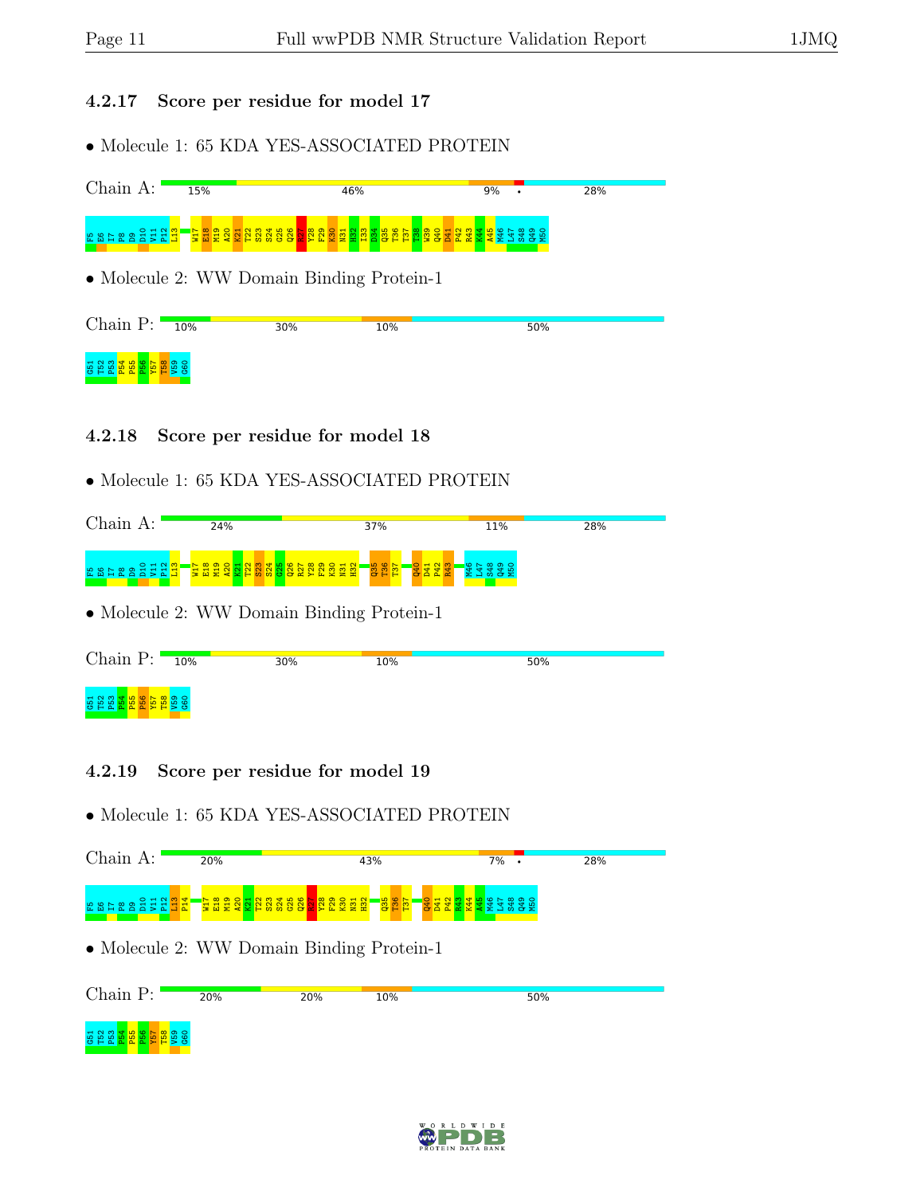### 4.2.17 Score per residue for model 17

- Molecule 1: 65 KDA YES-ASSOCIATED PROTEIN

Chain A: 15% | 46% | 9% | • | 28%

F5 E6 I7 P8 D9 D10 V11 P12 L13 W17 E18 M19 A20 K21 T22 S23 S24 G25 Q26 R27 Y28 F29 K30 N31 H32 I33 D34 Q35 T36 T37 T38 W39 Q40 D41 P42 R43 K44 A45 M46 L47 S48 Q49 M50

- Molecule 2: WW Domain Binding Protein-1

Chain P: 10% | 30% | 10% | 50%

G51 T52 P53 P54 P55 P56 Y57 T58 V59 G60

### 4.2.18 Score per residue for model 18

- Molecule 1: 65 KDA YES-ASSOCIATED PROTEIN

Chain A: 24% | 37% | 11% | 28%

F5 E6 I7 P8 D9 D10 V11 P12 L13 W17 E18 M19 A20 K21 T22 S23 S24 G25 Q26 R27 Y28 F29 K30 N31 H32 Q35 T36 T37 Q40 D41 P42 R43 M46 L47 S48 Q49 M50

- Molecule 2: WW Domain Binding Protein-1

Chain P: 10% | 30% | 10% | 50%

G51 T52 P53 P54 P55 P56 Y57 T58 V59 G60

### 4.2.19 Score per residue for model 19

- Molecule 1: 65 KDA YES-ASSOCIATED PROTEIN

Chain A: 20% | 43% | 7% | • | 28%

F5 E6 I7 P8 D9 D10 V11 P12 L13 P14 W17 E18 M19 A20 K21 T22 S23 S24 G25 Q26 R27 Y28 F29 K30 N31 H32 Q35 T36 T37 Q40 D41 P42 R43 K44 A45 M46 L47 S48 Q49 M50

- Molecule 2: WW Domain Binding Protein-1

Chain P: 20% | 20% | 10% | 50%

G51 T52 P53 P54 P55 P56 Y57 T58 V59 G60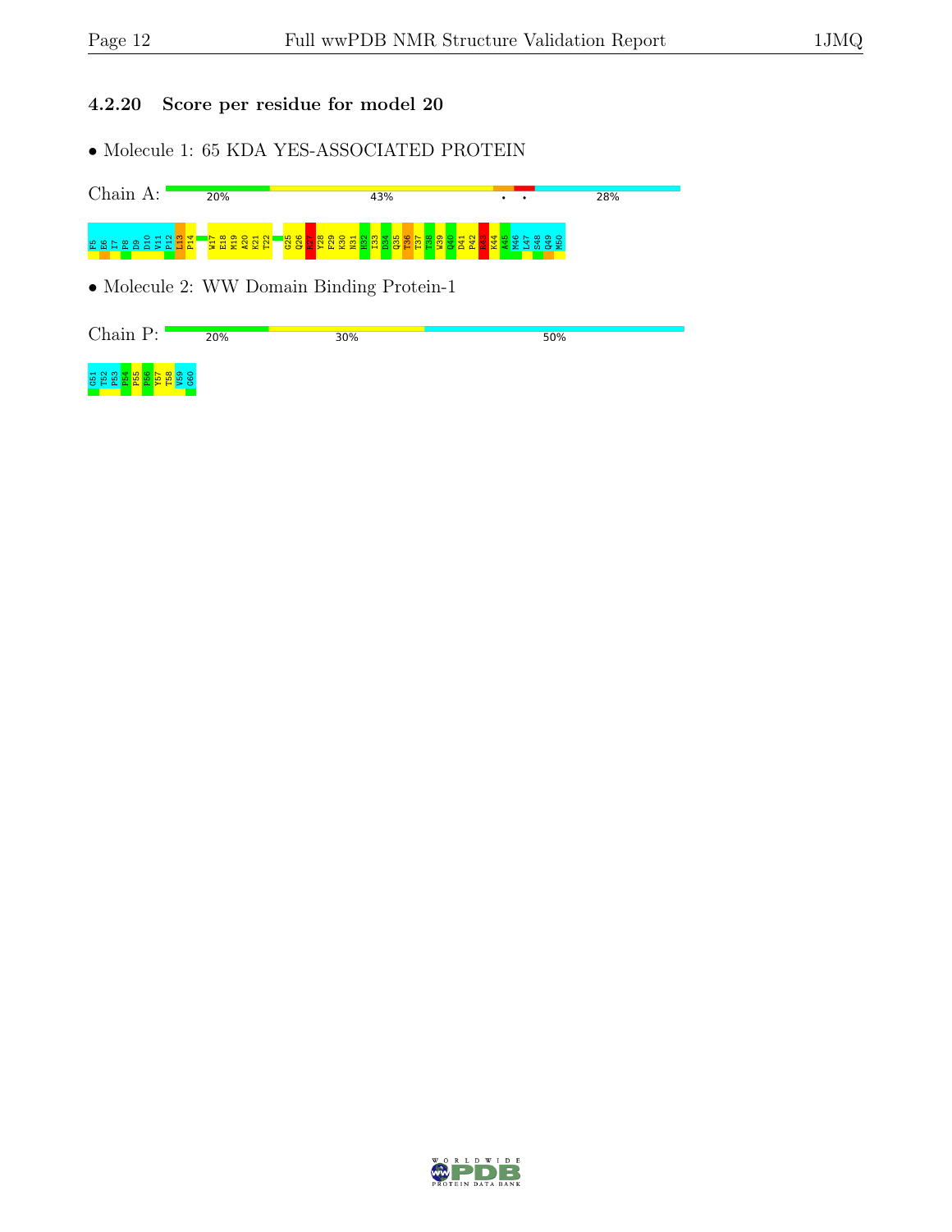### 4.2.20 Score per residue for model 20

- Molecule 1: 65 KDA YES-ASSOCIATED PROTEIN

Chain A: 20% 43% • • 28%

F5 E6 I7 P8 D9 D10 V11 P12 L13 P14 W17 E18 M19 A20 K21 T22 Q25 Q26 M27 Y28 F29 K30 N31 H32 I33 D34 Q35 T36 T37 T38 W39 Q40 D41 P42 R43 K44 A45 M46 L47 S48 Q49 M50

- Molecule 2: WW Domain Binding Protein-1

Chain P: 20% 30% 50%

G51 T52 P53 P54 P55 P56 Y57 T58 V59 G60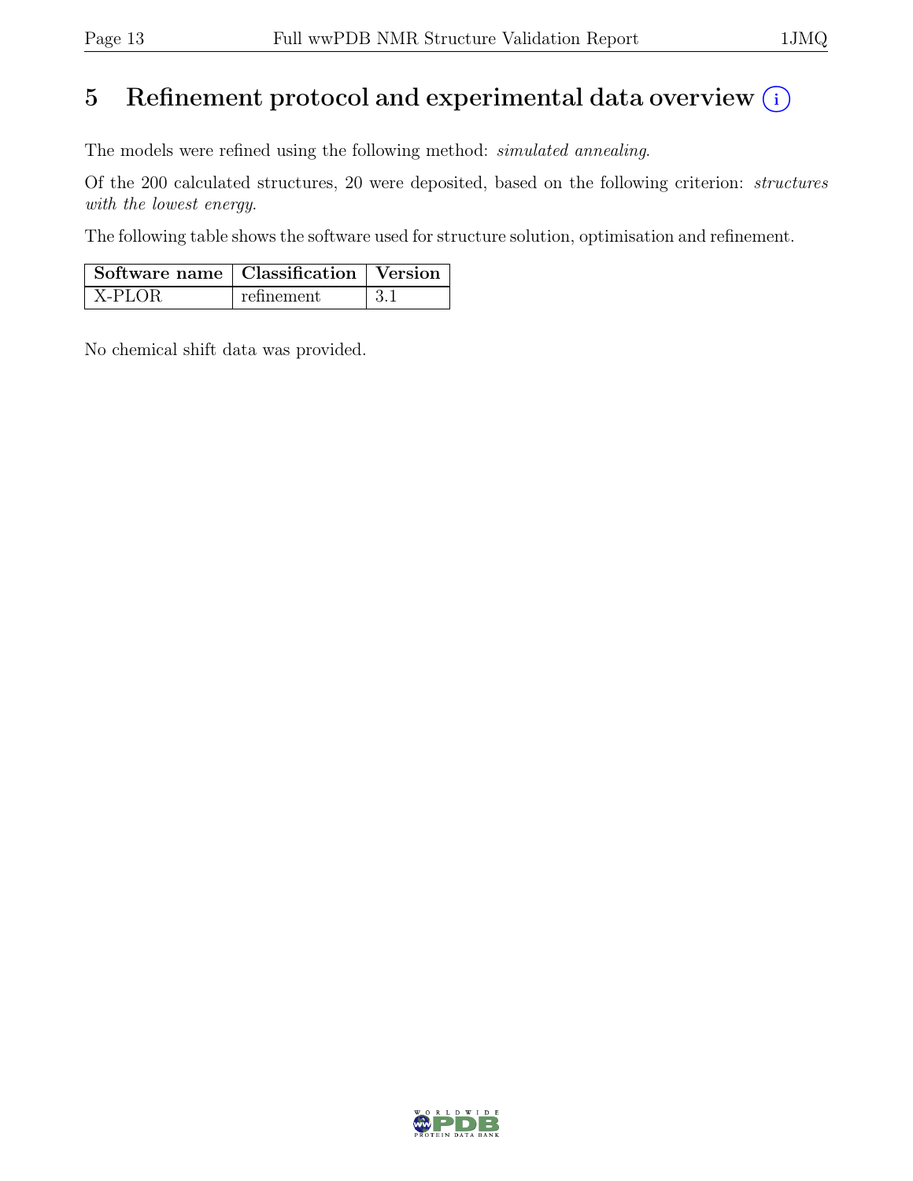# 5 Refinement protocol and experimental data overview

The models were refined using the following method: *simulated annealing*.

Of the 200 calculated structures, 20 were deposited, based on the following criterion: *structures with the lowest energy*.

The following table shows the software used for structure solution, optimisation and refinement.

| Software name | Classification | Version |
|---|---|---|
| X-PLOR | refinement | 3.1 |

No chemical shift data was provided.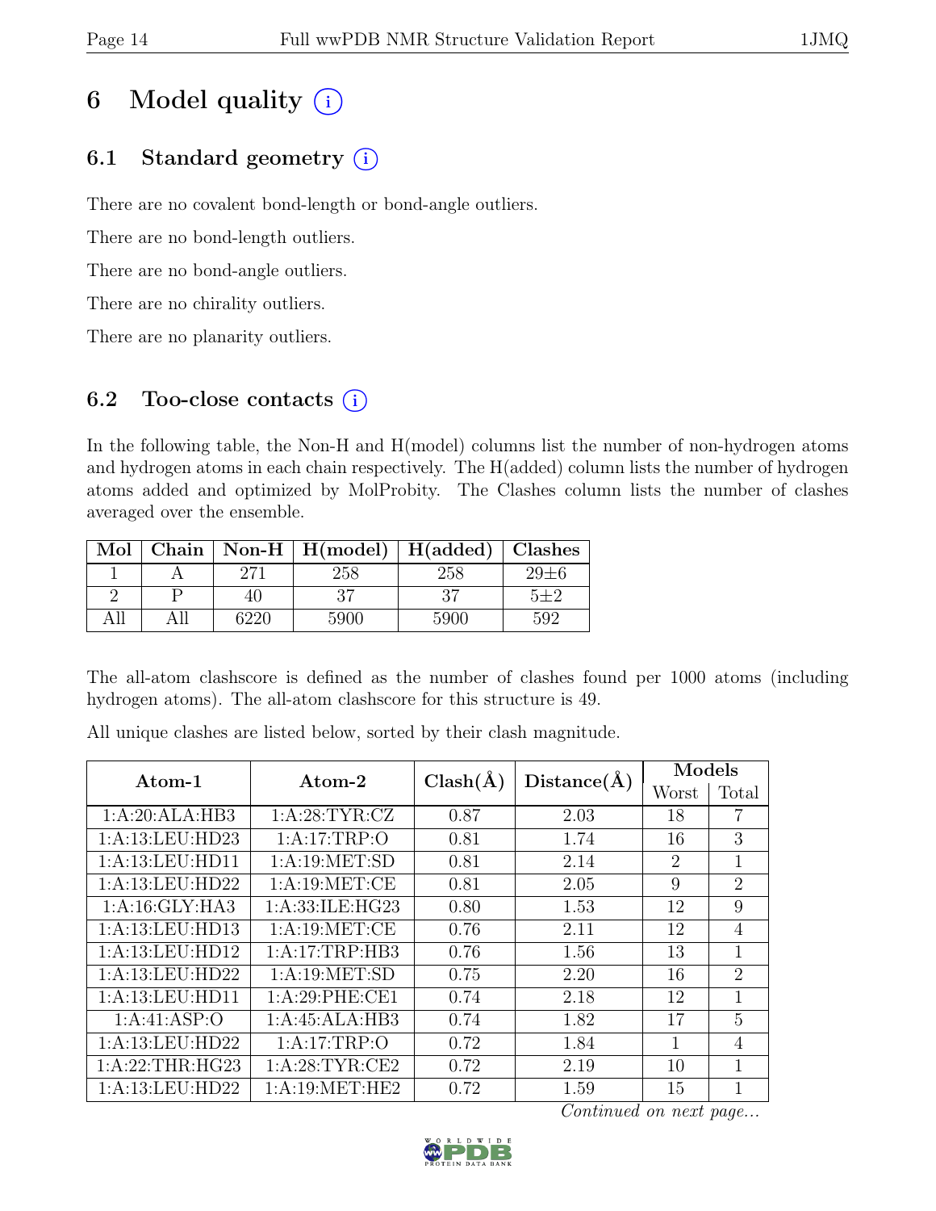# 6 Model quality (i)

## 6.1 Standard geometry (i)

There are no covalent bond-length or bond-angle outliers.

There are no bond-length outliers.

There are no bond-angle outliers.

There are no chirality outliers.

There are no planarity outliers.

## 6.2 Too-close contacts (i)

In the following table, the Non-H and H(model) columns list the number of non-hydrogen atoms and hydrogen atoms in each chain respectively. The H(added) column lists the number of hydrogen atoms added and optimized by MolProbity. The Clashes column lists the number of clashes averaged over the ensemble.

| Mol | Chain | Non-H | H(model) | H(added) | Clashes |
|---|---|---|---|---|---|
| 1 | A | 271 | 258 | 258 | 29±6 |
| 2 | P | 40 | 37 | 37 | 5±2 |
| All | All | 6220 | 5900 | 5900 | 592 |

The all-atom clashscore is defined as the number of clashes found per 1000 atoms (including hydrogen atoms). The all-atom clashscore for this structure is 49.

All unique clashes are listed below, sorted by their clash magnitude.

| Atom-1 | Atom-2 | Clash(Å) | Distance(Å) | Models | |
|---|---|---|---|---|---|
| | | | | Worst | Total |
| 1:A:20:ALA:HB3 | 1:A:28:TYR:CZ | 0.87 | 2.03 | 18 | 7 |
| 1:A:13:LEU:HD23 | 1:A:17:TRP:O | 0.81 | 1.74 | 16 | 3 |
| 1:A:13:LEU:HD11 | 1:A:19:MET:SD | 0.81 | 2.14 | 2 | 1 |
| 1:A:13:LEU:HD22 | 1:A:19:MET:CE | 0.81 | 2.05 | 9 | 2 |
| 1:A:16:GLY:HA3 | 1:A:33:ILE:HG23 | 0.80 | 1.53 | 12 | 9 |
| 1:A:13:LEU:HD13 | 1:A:19:MET:CE | 0.76 | 2.11 | 12 | 4 |
| 1:A:13:LEU:HD12 | 1:A:17:TRP:HB3 | 0.76 | 1.56 | 13 | 1 |
| 1:A:13:LEU:HD22 | 1:A:19:MET:SD | 0.75 | 2.20 | 16 | 2 |
| 1:A:13:LEU:HD11 | 1:A:29:PHE:CE1 | 0.74 | 2.18 | 12 | 1 |
| 1:A:41:ASP:O | 1:A:45:ALA:HB3 | 0.74 | 1.82 | 17 | 5 |
| 1:A:13:LEU:HD22 | 1:A:17:TRP:O | 0.72 | 1.84 | 1 | 4 |
| 1:A:22:THR:HG23 | 1:A:28:TYR:CE2 | 0.72 | 2.19 | 10 | 1 |
| 1:A:13:LEU:HD22 | 1:A:19:MET:HE2 | 0.72 | 1.59 | 15 | 1 |

*Continued on next page...*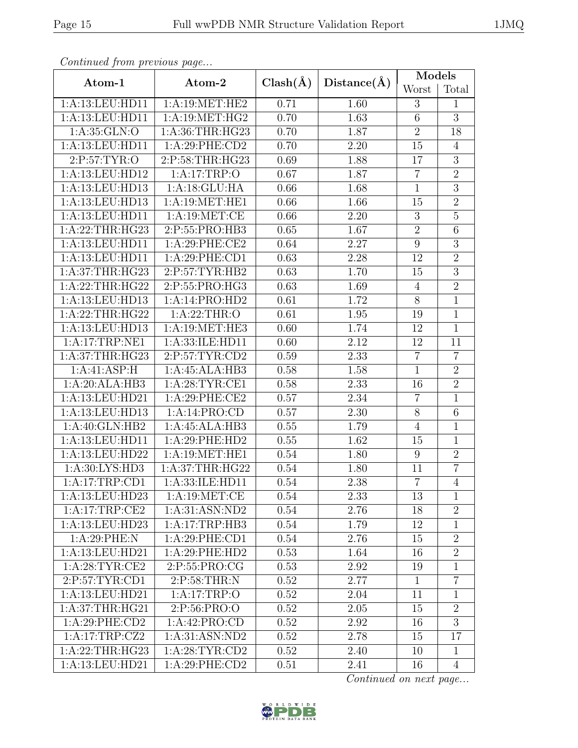*Continued from previous page...*

| Atom-1 | Atom-2 | Clash(Å) | Distance(Å) | Models | |
|---|---|---|---|---|---|
| | | | | Worst | Total |
| 1:A:13:LEU:HD11 | 1:A:19:MET:HE2 | 0.71 | 1.60 | 3 | 1 |
| 1:A:13:LEU:HD11 | 1:A:19:MET:HG2 | 0.70 | 1.63 | 6 | 3 |
| 1:A:35:GLN:O | 1:A:36:THR:HG23 | 0.70 | 1.87 | 2 | 18 |
| 1:A:13:LEU:HD11 | 1:A:29:PHE:CD2 | 0.70 | 2.20 | 15 | 4 |
| 2:P:57:TYR:O | 2:P:58:THR:HG23 | 0.69 | 1.88 | 17 | 3 |
| 1:A:13:LEU:HD12 | 1:A:17:TRP:O | 0.67 | 1.87 | 7 | 2 |
| 1:A:13:LEU:HD13 | 1:A:18:GLU:HA | 0.66 | 1.68 | 1 | 3 |
| 1:A:13:LEU:HD13 | 1:A:19:MET:HE1 | 0.66 | 1.66 | 15 | 2 |
| 1:A:13:LEU:HD11 | 1:A:19:MET:CE | 0.66 | 2.20 | 3 | 5 |
| 1:A:22:THR:HG23 | 2:P:55:PRO:HB3 | 0.65 | 1.67 | 2 | 6 |
| 1:A:13:LEU:HD11 | 1:A:29:PHE:CE2 | 0.64 | 2.27 | 9 | 3 |
| 1:A:13:LEU:HD11 | 1:A:29:PHE:CD1 | 0.63 | 2.28 | 12 | 2 |
| 1:A:37:THR:HG23 | 2:P:57:TYR:HB2 | 0.63 | 1.70 | 15 | 3 |
| 1:A:22:THR:HG22 | 2:P:55:PRO:HG3 | 0.63 | 1.69 | 4 | 2 |
| 1:A:13:LEU:HD13 | 1:A:14:PRO:HD2 | 0.61 | 1.72 | 8 | 1 |
| 1:A:22:THR:HG22 | 1:A:22:THR:O | 0.61 | 1.95 | 19 | 1 |
| 1:A:13:LEU:HD13 | 1:A:19:MET:HE3 | 0.60 | 1.74 | 12 | 1 |
| 1:A:17:TRP:NE1 | 1:A:33:ILE:HD11 | 0.60 | 2.12 | 12 | 11 |
| 1:A:37:THR:HG23 | 2:P:57:TYR:CD2 | 0.59 | 2.33 | 7 | 7 |
| 1:A:41:ASP:H | 1:A:45:ALA:HB3 | 0.58 | 1.58 | 1 | 2 |
| 1:A:20:ALA:HB3 | 1:A:28:TYR:CE1 | 0.58 | 2.33 | 16 | 2 |
| 1:A:13:LEU:HD21 | 1:A:29:PHE:CE2 | 0.57 | 2.34 | 7 | 1 |
| 1:A:13:LEU:HD13 | 1:A:14:PRO:CD | 0.57 | 2.30 | 8 | 6 |
| 1:A:40:GLN:HB2 | 1:A:45:ALA:HB3 | 0.55 | 1.79 | 4 | 1 |
| 1:A:13:LEU:HD11 | 1:A:29:PHE:HD2 | 0.55 | 1.62 | 15 | 1 |
| 1:A:13:LEU:HD22 | 1:A:19:MET:HE1 | 0.54 | 1.80 | 9 | 2 |
| 1:A:30:LYS:HD3 | 1:A:37:THR:HG22 | 0.54 | 1.80 | 11 | 7 |
| 1:A:17:TRP:CD1 | 1:A:33:ILE:HD11 | 0.54 | 2.38 | 7 | 4 |
| 1:A:13:LEU:HD23 | 1:A:19:MET:CE | 0.54 | 2.33 | 13 | 1 |
| 1:A:17:TRP:CE2 | 1:A:31:ASN:ND2 | 0.54 | 2.76 | 18 | 2 |
| 1:A:13:LEU:HD23 | 1:A:17:TRP:HB3 | 0.54 | 1.79 | 12 | 1 |
| 1:A:29:PHE:N | 1:A:29:PHE:CD1 | 0.54 | 2.76 | 15 | 2 |
| 1:A:13:LEU:HD21 | 1:A:29:PHE:HD2 | 0.53 | 1.64 | 16 | 2 |
| 1:A:28:TYR:CE2 | 2:P:55:PRO:CG | 0.53 | 2.92 | 19 | 1 |
| 2:P:57:TYR:CD1 | 2:P:58:THR:N | 0.52 | 2.77 | 1 | 7 |
| 1:A:13:LEU:HD21 | 1:A:17:TRP:O | 0.52 | 2.04 | 11 | 1 |
| 1:A:37:THR:HG21 | 2:P:56:PRO:O | 0.52 | 2.05 | 15 | 2 |
| 1:A:29:PHE:CD2 | 1:A:42:PRO:CD | 0.52 | 2.92 | 16 | 3 |
| 1:A:17:TRP:CZ2 | 1:A:31:ASN:ND2 | 0.52 | 2.78 | 15 | 17 |
| 1:A:22:THR:HG23 | 1:A:28:TYR:CD2 | 0.52 | 2.40 | 10 | 1 |
| 1:A:13:LEU:HD21 | 1:A:29:PHE:CD2 | 0.51 | 2.41 | 16 | 4 |

*Continued on next page...*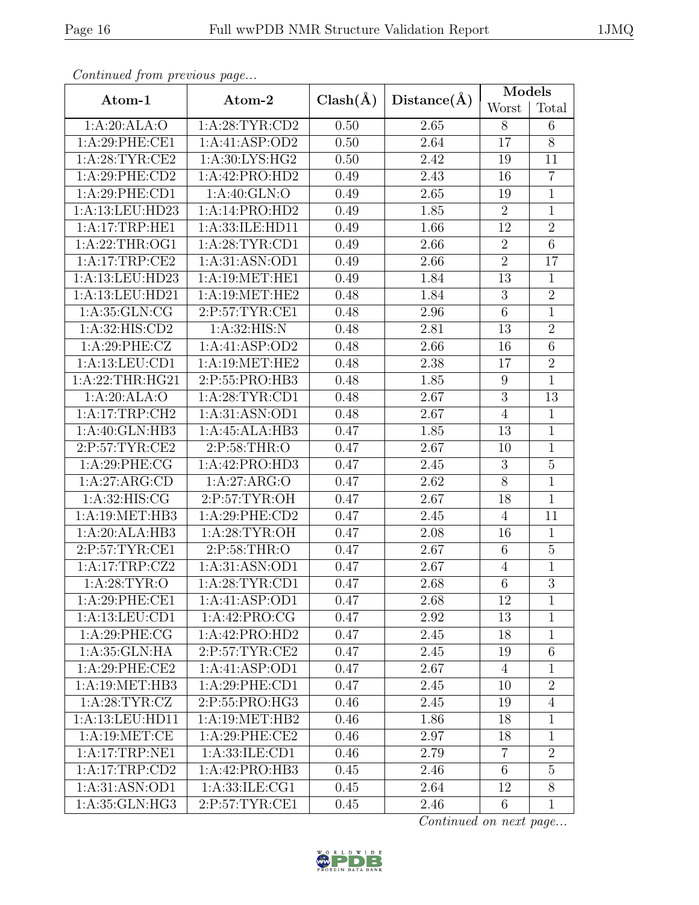*Continued from previous page...*

| Atom-1 | Atom-2 | Clash(Å) | Distance(Å) | Models | |
|---|---|---|---|---|---|
| | | | | Worst | Total |
| 1:A:20:ALA:O | 1:A:28:TYR:CD2 | 0.50 | 2.65 | 8 | 6 |
| 1:A:29:PHE:CE1 | 1:A:41:ASP:OD2 | 0.50 | 2.64 | 17 | 8 |
| 1:A:28:TYR:CE2 | 1:A:30:LYS:HG2 | 0.50 | 2.42 | 19 | 11 |
| 1:A:29:PHE:CD2 | 1:A:42:PRO:HD2 | 0.49 | 2.43 | 16 | 7 |
| 1:A:29:PHE:CD1 | 1:A:40:GLN:O | 0.49 | 2.65 | 19 | 1 |
| 1:A:13:LEU:HD23 | 1:A:14:PRO:HD2 | 0.49 | 1.85 | 2 | 1 |
| 1:A:17:TRP:HE1 | 1:A:33:ILE:HD11 | 0.49 | 1.66 | 12 | 2 |
| 1:A:22:THR:OG1 | 1:A:28:TYR:CD1 | 0.49 | 2.66 | 2 | 6 |
| 1:A:17:TRP:CE2 | 1:A:31:ASN:OD1 | 0.49 | 2.66 | 2 | 17 |
| 1:A:13:LEU:HD23 | 1:A:19:MET:HE1 | 0.49 | 1.84 | 13 | 1 |
| 1:A:13:LEU:HD21 | 1:A:19:MET:HE2 | 0.48 | 1.84 | 3 | 2 |
| 1:A:35:GLN:CG | 2:P:57:TYR:CE1 | 0.48 | 2.96 | 6 | 1 |
| 1:A:32:HIS:CD2 | 1:A:32:HIS:N | 0.48 | 2.81 | 13 | 2 |
| 1:A:29:PHE:CZ | 1:A:41:ASP:OD2 | 0.48 | 2.66 | 16 | 6 |
| 1:A:13:LEU:CD1 | 1:A:19:MET:HE2 | 0.48 | 2.38 | 17 | 2 |
| 1:A:22:THR:HG21 | 2:P:55:PRO:HB3 | 0.48 | 1.85 | 9 | 1 |
| 1:A:20:ALA:O | 1:A:28:TYR:CD1 | 0.48 | 2.67 | 3 | 13 |
| 1:A:17:TRP:CH2 | 1:A:31:ASN:OD1 | 0.48 | 2.67 | 4 | 1 |
| 1:A:40:GLN:HB3 | 1:A:45:ALA:HB3 | 0.47 | 1.85 | 13 | 1 |
| 2:P:57:TYR:CE2 | 2:P:58:THR:O | 0.47 | 2.67 | 10 | 1 |
| 1:A:29:PHE:CG | 1:A:42:PRO:HD3 | 0.47 | 2.45 | 3 | 5 |
| 1:A:27:ARG:CD | 1:A:27:ARG:O | 0.47 | 2.62 | 8 | 1 |
| 1:A:32:HIS:CG | 2:P:57:TYR:OH | 0.47 | 2.67 | 18 | 1 |
| 1:A:19:MET:HB3 | 1:A:29:PHE:CD2 | 0.47 | 2.45 | 4 | 11 |
| 1:A:20:ALA:HB3 | 1:A:28:TYR:OH | 0.47 | 2.08 | 16 | 1 |
| 2:P:57:TYR:CE1 | 2:P:58:THR:O | 0.47 | 2.67 | 6 | 5 |
| 1:A:17:TRP:CZ2 | 1:A:31:ASN:OD1 | 0.47 | 2.67 | 4 | 1 |
| 1:A:28:TYR:O | 1:A:28:TYR:CD1 | 0.47 | 2.68 | 6 | 3 |
| 1:A:29:PHE:CE1 | 1:A:41:ASP:OD1 | 0.47 | 2.68 | 12 | 1 |
| 1:A:13:LEU:CD1 | 1:A:42:PRO:CG | 0.47 | 2.92 | 13 | 1 |
| 1:A:29:PHE:CG | 1:A:42:PRO:HD2 | 0.47 | 2.45 | 18 | 1 |
| 1:A:35:GLN:HA | 2:P:57:TYR:CE2 | 0.47 | 2.45 | 19 | 6 |
| 1:A:29:PHE:CE2 | 1:A:41:ASP:OD1 | 0.47 | 2.67 | 4 | 1 |
| 1:A:19:MET:HB3 | 1:A:29:PHE:CD1 | 0.47 | 2.45 | 10 | 2 |
| 1:A:28:TYR:CZ | 2:P:55:PRO:HG3 | 0.46 | 2.45 | 19 | 4 |
| 1:A:13:LEU:HD11 | 1:A:19:MET:HB2 | 0.46 | 1.86 | 18 | 1 |
| 1:A:19:MET:CE | 1:A:29:PHE:CE2 | 0.46 | 2.97 | 18 | 1 |
| 1:A:17:TRP:NE1 | 1:A:33:ILE:CD1 | 0.46 | 2.79 | 7 | 2 |
| 1:A:17:TRP:CD2 | 1:A:42:PRO:HB3 | 0.45 | 2.46 | 6 | 5 |
| 1:A:31:ASN:OD1 | 1:A:33:ILE:CG1 | 0.45 | 2.64 | 12 | 8 |
| 1:A:35:GLN:HG3 | 2:P:57:TYR:CE1 | 0.45 | 2.46 | 6 | 1 |

*Continued on next page...*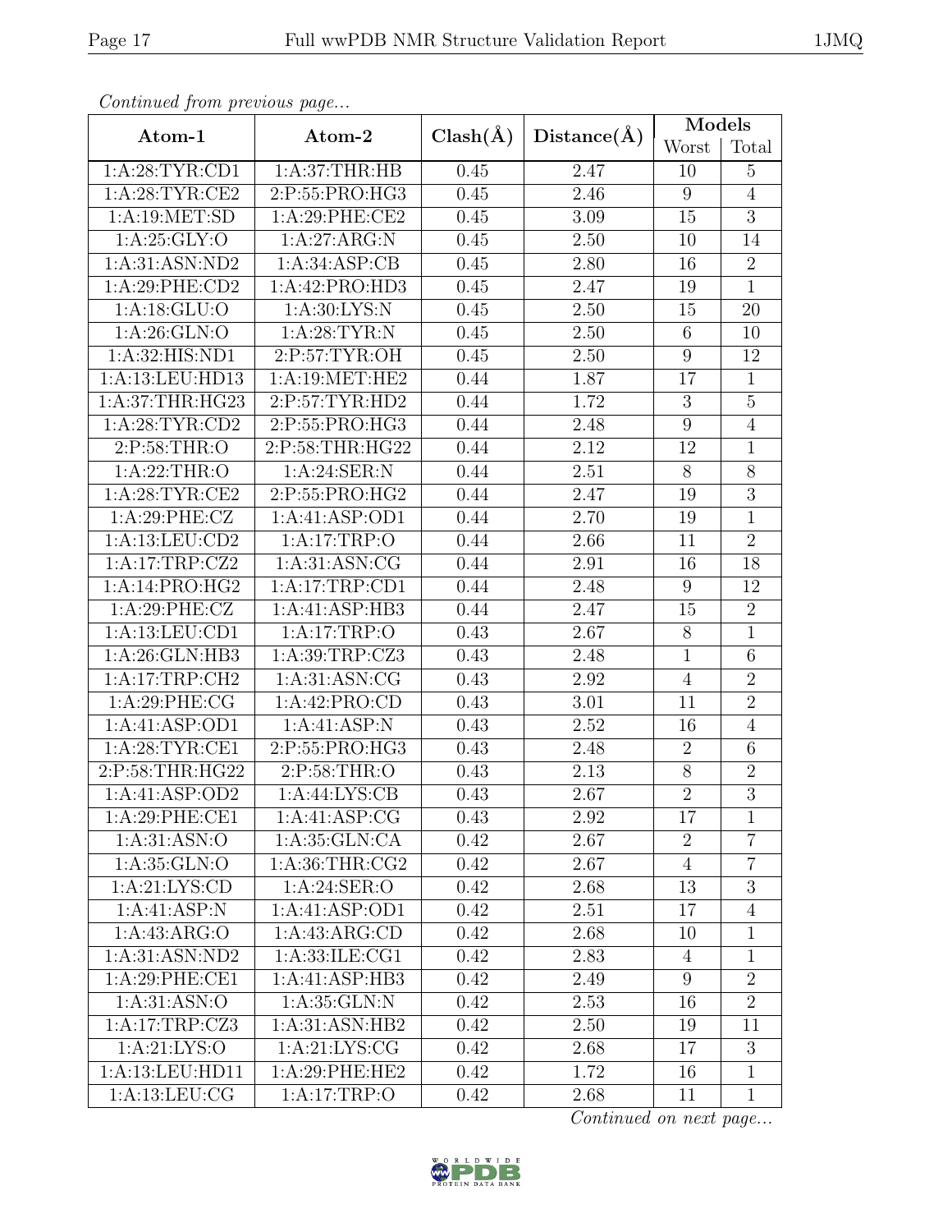*Continued from previous page...*

| Atom-1 | Atom-2 | Clash(Å) | Distance(Å) | Models | |
|---|---|---|---|---|---|
| | | | | Worst | Total |
| 1:A:28:TYR:CD1 | 1:A:37:THR:HB | 0.45 | 2.47 | 10 | 5 |
| 1:A:28:TYR:CE2 | 2:P:55:PRO:HG3 | 0.45 | 2.46 | 9 | 4 |
| 1:A:19:MET:SD | 1:A:29:PHE:CE2 | 0.45 | 3.09 | 15 | 3 |
| 1:A:25:GLY:O | 1:A:27:ARG:N | 0.45 | 2.50 | 10 | 14 |
| 1:A:31:ASN:ND2 | 1:A:34:ASP:CB | 0.45 | 2.80 | 16 | 2 |
| 1:A:29:PHE:CD2 | 1:A:42:PRO:HD3 | 0.45 | 2.47 | 19 | 1 |
| 1:A:18:GLU:O | 1:A:30:LYS:N | 0.45 | 2.50 | 15 | 20 |
| 1:A:26:GLN:O | 1:A:28:TYR:N | 0.45 | 2.50 | 6 | 10 |
| 1:A:32:HIS:ND1 | 2:P:57:TYR:OH | 0.45 | 2.50 | 9 | 12 |
| 1:A:13:LEU:HD13 | 1:A:19:MET:HE2 | 0.44 | 1.87 | 17 | 1 |
| 1:A:37:THR:HG23 | 2:P:57:TYR:HD2 | 0.44 | 1.72 | 3 | 5 |
| 1:A:28:TYR:CD2 | 2:P:55:PRO:HG3 | 0.44 | 2.48 | 9 | 4 |
| 2:P:58:THR:O | 2:P:58:THR:HG22 | 0.44 | 2.12 | 12 | 1 |
| 1:A:22:THR:O | 1:A:24:SER:N | 0.44 | 2.51 | 8 | 8 |
| 1:A:28:TYR:CE2 | 2:P:55:PRO:HG2 | 0.44 | 2.47 | 19 | 3 |
| 1:A:29:PHE:CZ | 1:A:41:ASP:OD1 | 0.44 | 2.70 | 19 | 1 |
| 1:A:13:LEU:CD2 | 1:A:17:TRP:O | 0.44 | 2.66 | 11 | 2 |
| 1:A:17:TRP:CZ2 | 1:A:31:ASN:CG | 0.44 | 2.91 | 16 | 18 |
| 1:A:14:PRO:HG2 | 1:A:17:TRP:CD1 | 0.44 | 2.48 | 9 | 12 |
| 1:A:29:PHE:CZ | 1:A:41:ASP:HB3 | 0.44 | 2.47 | 15 | 2 |
| 1:A:13:LEU:CD1 | 1:A:17:TRP:O | 0.43 | 2.67 | 8 | 1 |
| 1:A:26:GLN:HB3 | 1:A:39:TRP:CZ3 | 0.43 | 2.48 | 1 | 6 |
| 1:A:17:TRP:CH2 | 1:A:31:ASN:CG | 0.43 | 2.92 | 4 | 2 |
| 1:A:29:PHE:CG | 1:A:42:PRO:CD | 0.43 | 3.01 | 11 | 2 |
| 1:A:41:ASP:OD1 | 1:A:41:ASP:N | 0.43 | 2.52 | 16 | 4 |
| 1:A:28:TYR:CE1 | 2:P:55:PRO:HG3 | 0.43 | 2.48 | 2 | 6 |
| 2:P:58:THR:HG22 | 2:P:58:THR:O | 0.43 | 2.13 | 8 | 2 |
| 1:A:41:ASP:OD2 | 1:A:44:LYS:CB | 0.43 | 2.67 | 2 | 3 |
| 1:A:29:PHE:CE1 | 1:A:41:ASP:CG | 0.43 | 2.92 | 17 | 1 |
| 1:A:31:ASN:O | 1:A:35:GLN:CA | 0.42 | 2.67 | 2 | 7 |
| 1:A:35:GLN:O | 1:A:36:THR:CG2 | 0.42 | 2.67 | 4 | 7 |
| 1:A:21:LYS:CD | 1:A:24:SER:O | 0.42 | 2.68 | 13 | 3 |
| 1:A:41:ASP:N | 1:A:41:ASP:OD1 | 0.42 | 2.51 | 17 | 4 |
| 1:A:43:ARG:O | 1:A:43:ARG:CD | 0.42 | 2.68 | 10 | 1 |
| 1:A:31:ASN:ND2 | 1:A:33:ILE:CG1 | 0.42 | 2.83 | 4 | 1 |
| 1:A:29:PHE:CE1 | 1:A:41:ASP:HB3 | 0.42 | 2.49 | 9 | 2 |
| 1:A:31:ASN:O | 1:A:35:GLN:N | 0.42 | 2.53 | 16 | 2 |
| 1:A:17:TRP:CZ3 | 1:A:31:ASN:HB2 | 0.42 | 2.50 | 19 | 11 |
| 1:A:21:LYS:O | 1:A:21:LYS:CG | 0.42 | 2.68 | 17 | 3 |
| 1:A:13:LEU:HD11 | 1:A:29:PHE:HE2 | 0.42 | 1.72 | 16 | 1 |
| 1:A:13:LEU:CG | 1:A:17:TRP:O | 0.42 | 2.68 | 11 | 1 |

*Continued on next page...*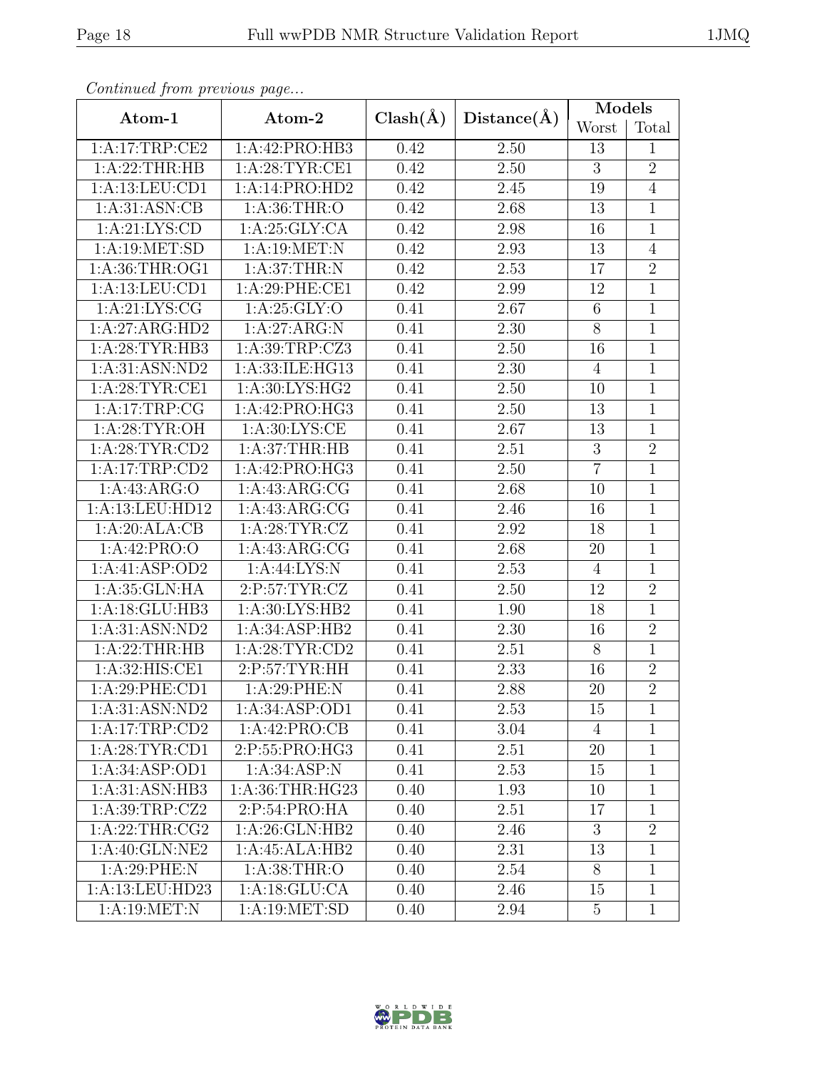*Continued from previous page...*

| Atom-1 | Atom-2 | Clash(Å) | Distance(Å) | Models | |
|---|---|---|---|---|---|
| | | | | Worst | Total |
| 1:A:17:TRP:CE2 | 1:A:42:PRO:HB3 | 0.42 | 2.50 | 13 | 1 |
| 1:A:22:THR:HB | 1:A:28:TYR:CE1 | 0.42 | 2.50 | 3 | 2 |
| 1:A:13:LEU:CD1 | 1:A:14:PRO:HD2 | 0.42 | 2.45 | 19 | 4 |
| 1:A:31:ASN:CB | 1:A:36:THR:O | 0.42 | 2.68 | 13 | 1 |
| 1:A:21:LYS:CD | 1:A:25:GLY:CA | 0.42 | 2.98 | 16 | 1 |
| 1:A:19:MET:SD | 1:A:19:MET:N | 0.42 | 2.93 | 13 | 4 |
| 1:A:36:THR:OG1 | 1:A:37:THR:N | 0.42 | 2.53 | 17 | 2 |
| 1:A:13:LEU:CD1 | 1:A:29:PHE:CE1 | 0.42 | 2.99 | 12 | 1 |
| 1:A:21:LYS:CG | 1:A:25:GLY:O | 0.41 | 2.67 | 6 | 1 |
| 1:A:27:ARG:HD2 | 1:A:27:ARG:N | 0.41 | 2.30 | 8 | 1 |
| 1:A:28:TYR:HB3 | 1:A:39:TRP:CZ3 | 0.41 | 2.50 | 16 | 1 |
| 1:A:31:ASN:ND2 | 1:A:33:ILE:HG13 | 0.41 | 2.30 | 4 | 1 |
| 1:A:28:TYR:CE1 | 1:A:30:LYS:HG2 | 0.41 | 2.50 | 10 | 1 |
| 1:A:17:TRP:CG | 1:A:42:PRO:HG3 | 0.41 | 2.50 | 13 | 1 |
| 1:A:28:TYR:OH | 1:A:30:LYS:CE | 0.41 | 2.67 | 13 | 1 |
| 1:A:28:TYR:CD2 | 1:A:37:THR:HB | 0.41 | 2.51 | 3 | 2 |
| 1:A:17:TRP:CD2 | 1:A:42:PRO:HG3 | 0.41 | 2.50 | 7 | 1 |
| 1:A:43:ARG:O | 1:A:43:ARG:CG | 0.41 | 2.68 | 10 | 1 |
| 1:A:13:LEU:HD12 | 1:A:43:ARG:CG | 0.41 | 2.46 | 16 | 1 |
| 1:A:20:ALA:CB | 1:A:28:TYR:CZ | 0.41 | 2.92 | 18 | 1 |
| 1:A:42:PRO:O | 1:A:43:ARG:CG | 0.41 | 2.68 | 20 | 1 |
| 1:A:41:ASP:OD2 | 1:A:44:LYS:N | 0.41 | 2.53 | 4 | 1 |
| 1:A:35:GLN:HA | 2:P:57:TYR:CZ | 0.41 | 2.50 | 12 | 2 |
| 1:A:18:GLU:HB3 | 1:A:30:LYS:HB2 | 0.41 | 1.90 | 18 | 1 |
| 1:A:31:ASN:ND2 | 1:A:34:ASP:HB2 | 0.41 | 2.30 | 16 | 2 |
| 1:A:22:THR:HB | 1:A:28:TYR:CD2 | 0.41 | 2.51 | 8 | 1 |
| 1:A:32:HIS:CE1 | 2:P:57:TYR:HH | 0.41 | 2.33 | 16 | 2 |
| 1:A:29:PHE:CD1 | 1:A:29:PHE:N | 0.41 | 2.88 | 20 | 2 |
| 1:A:31:ASN:ND2 | 1:A:34:ASP:OD1 | 0.41 | 2.53 | 15 | 1 |
| 1:A:17:TRP:CD2 | 1:A:42:PRO:CB | 0.41 | 3.04 | 4 | 1 |
| 1:A:28:TYR:CD1 | 2:P:55:PRO:HG3 | 0.41 | 2.51 | 20 | 1 |
| 1:A:34:ASP:OD1 | 1:A:34:ASP:N | 0.41 | 2.53 | 15 | 1 |
| 1:A:31:ASN:HB3 | 1:A:36:THR:HG23 | 0.40 | 1.93 | 10 | 1 |
| 1:A:39:TRP:CZ2 | 2:P:54:PRO:HA | 0.40 | 2.51 | 17 | 1 |
| 1:A:22:THR:CG2 | 1:A:26:GLN:HB2 | 0.40 | 2.46 | 3 | 2 |
| 1:A:40:GLN:NE2 | 1:A:45:ALA:HB2 | 0.40 | 2.31 | 13 | 1 |
| 1:A:29:PHE:N | 1:A:38:THR:O | 0.40 | 2.54 | 8 | 1 |
| 1:A:13:LEU:HD23 | 1:A:18:GLU:CA | 0.40 | 2.46 | 15 | 1 |
| 1:A:19:MET:N | 1:A:19:MET:SD | 0.40 | 2.94 | 5 | 1 |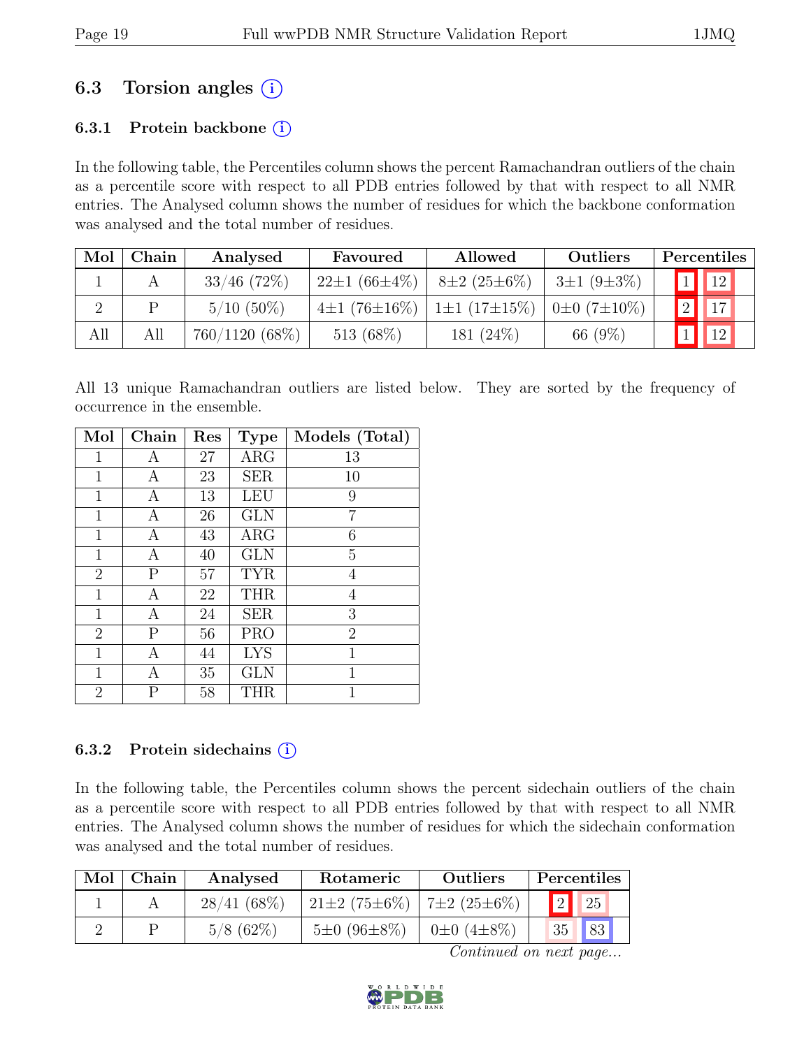## 6.3 Torsion angles (i)

### 6.3.1 Protein backbone (i)

In the following table, the Percentiles column shows the percent Ramachandran outliers of the chain as a percentile score with respect to all PDB entries followed by that with respect to all NMR entries. The Analysed column shows the number of residues for which the backbone conformation was analysed and the total number of residues.

| Mol | Chain | Analysed | Favoured | Allowed | Outliers | Percentiles | |
|---|---|---|---|---|---|---|---|
| 1 | A | 33/46 (72%) | 22±1 (66±4%) | 8±2 (25±6%) | 3±1 (9±3%) | 1 | 12 |
| 2 | P | 5/10 (50%) | 4±1 (76±16%) | 1±1 (17±15%) | 0±0 (7±10%) | 2 | 17 |
| All | All | 760/1120 (68%) | 513 (68%) | 181 (24%) | 66 (9%) | 1 | 12 |

All 13 unique Ramachandran outliers are listed below. They are sorted by the frequency of occurrence in the ensemble.

| Mol | Chain | Res | Type | Models (Total) |
|---|---|---|---|---|
| 1 | A | 27 | ARG | 13 |
| 1 | A | 23 | SER | 10 |
| 1 | A | 13 | LEU | 9 |
| 1 | A | 26 | GLN | 7 |
| 1 | A | 43 | ARG | 6 |
| 1 | A | 40 | GLN | 5 |
| 2 | P | 57 | TYR | 4 |
| 1 | A | 22 | THR | 4 |
| 1 | A | 24 | SER | 3 |
| 2 | P | 56 | PRO | 2 |
| 1 | A | 44 | LYS | 1 |
| 1 | A | 35 | GLN | 1 |
| 2 | P | 58 | THR | 1 |

### 6.3.2 Protein sidechains (i)

In the following table, the Percentiles column shows the percent sidechain outliers of the chain as a percentile score with respect to all PDB entries followed by that with respect to all NMR entries. The Analysed column shows the number of residues for which the sidechain conformation was analysed and the total number of residues.

| Mol | Chain | Analysed | Rotameric | Outliers | Percentiles | |
|---|---|---|---|---|---|---|
| 1 | A | 28/41 (68%) | 21±2 (75±6%) | 7±2 (25±6%) | 2 | 25 |
| 2 | P | 5/8 (62%) | 5±0 (96±8%) | 0±0 (4±8%) | 35 | 83 |

*Continued on next page...*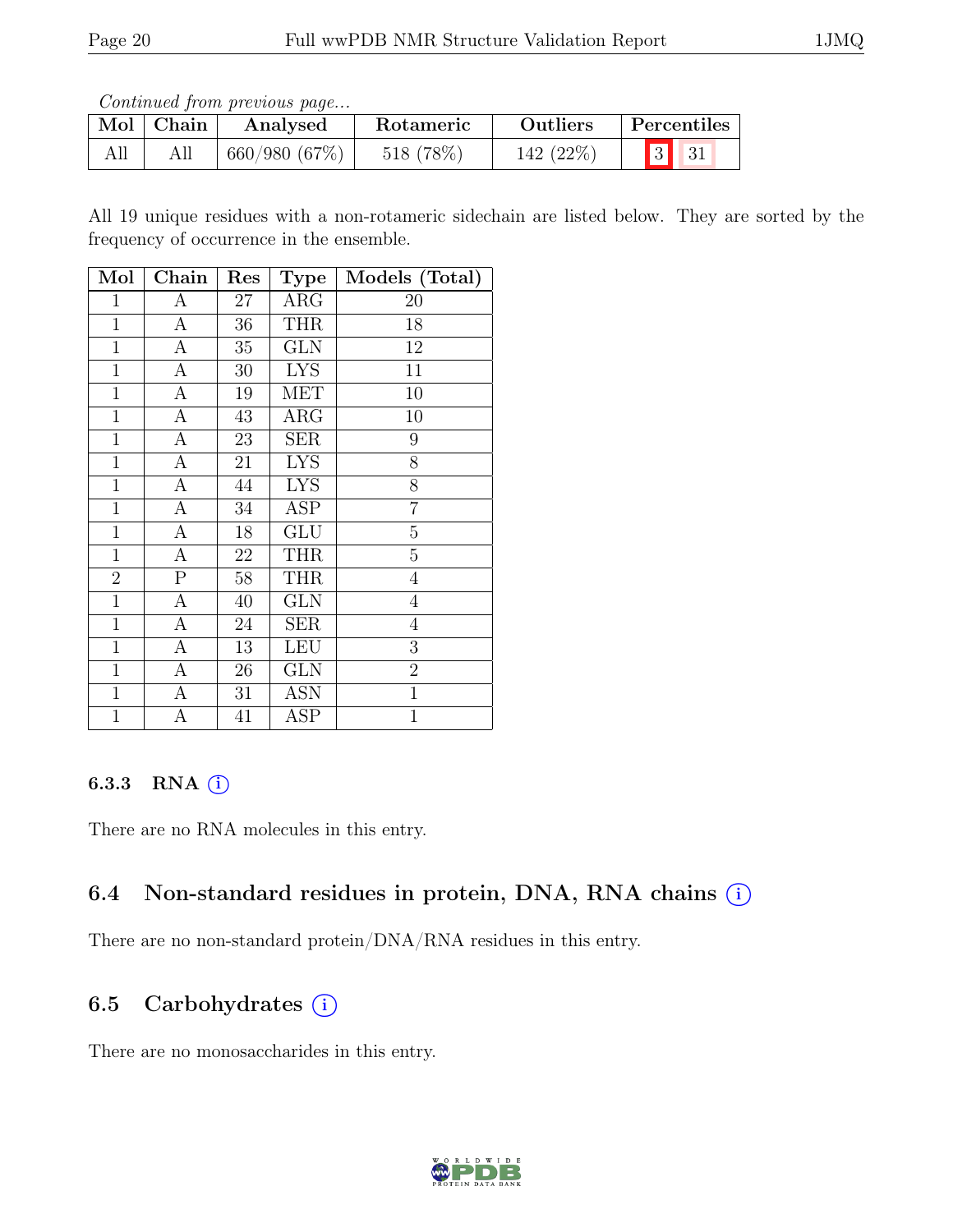*Continued from previous page...*

| Mol | Chain | Analysed | Rotameric | Outliers | Percentiles | |
|---|---|---|---|---|---|---|
| All | All | 660/980 (67%) | 518 (78%) | 142 (22%) | 3 | 31 |

All 19 unique residues with a non-rotameric sidechain are listed below. They are sorted by the frequency of occurrence in the ensemble.

| Mol | Chain | Res | Type | Models (Total) |
|---|---|---|---|---|
| 1 | A | 27 | ARG | 20 |
| 1 | A | 36 | THR | 18 |
| 1 | A | 35 | GLN | 12 |
| 1 | A | 30 | LYS | 11 |
| 1 | A | 19 | MET | 10 |
| 1 | A | 43 | ARG | 10 |
| 1 | A | 23 | SER | 9 |
| 1 | A | 21 | LYS | 8 |
| 1 | A | 44 | LYS | 8 |
| 1 | A | 34 | ASP | 7 |
| 1 | A | 18 | GLU | 5 |
| 1 | A | 22 | THR | 5 |
| 2 | P | 58 | THR | 4 |
| 1 | A | 40 | GLN | 4 |
| 1 | A | 24 | SER | 4 |
| 1 | A | 13 | LEU | 3 |
| 1 | A | 26 | GLN | 2 |
| 1 | A | 31 | ASN | 1 |
| 1 | A | 41 | ASP | 1 |

### 6.3.3 RNA

There are no RNA molecules in this entry.

## 6.4 Non-standard residues in protein, DNA, RNA chains

There are no non-standard protein/DNA/RNA residues in this entry.

## 6.5 Carbohydrates

There are no monosaccharides in this entry.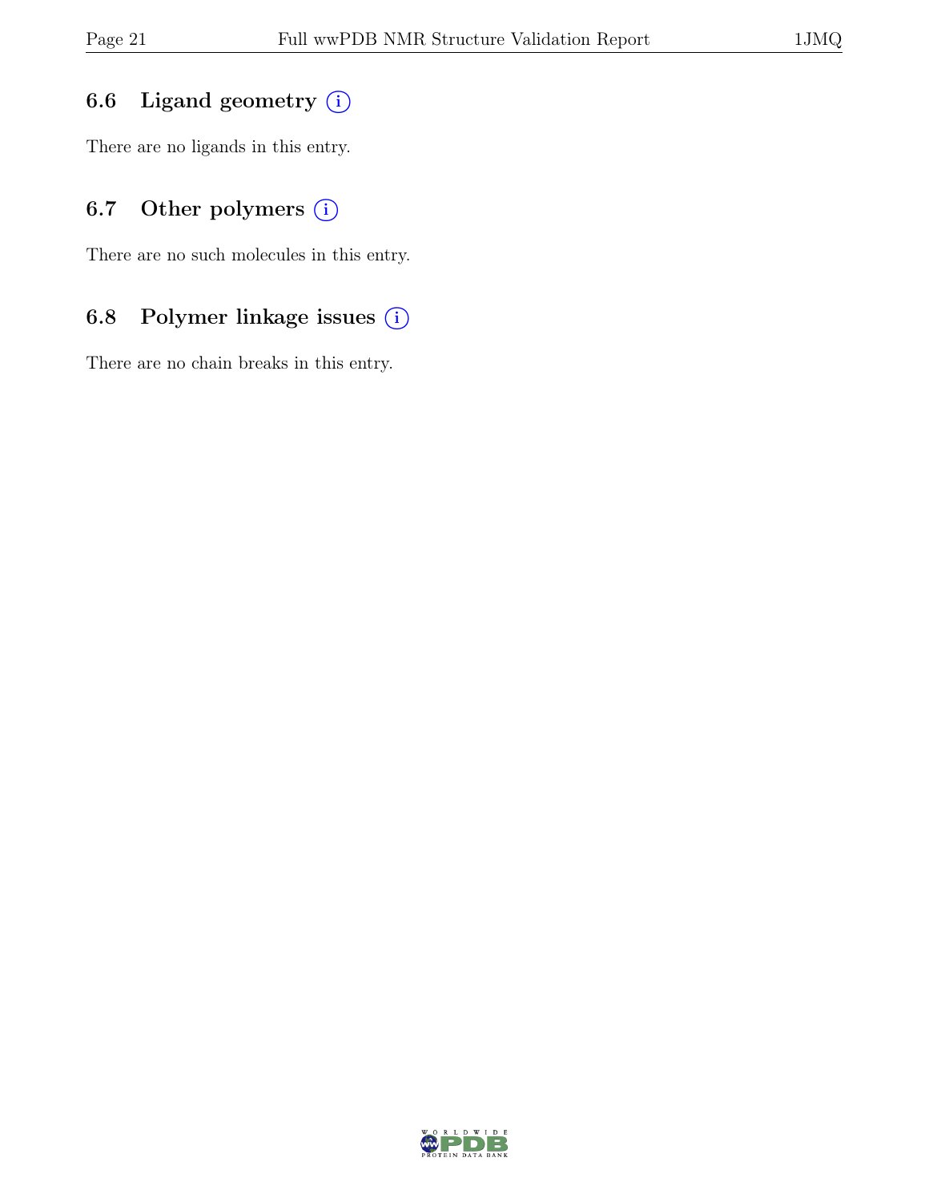### 6.6 Ligand geometry (i)

There are no ligands in this entry.

### 6.7 Other polymers (i)

There are no such molecules in this entry.

### 6.8 Polymer linkage issues (i)

There are no chain breaks in this entry.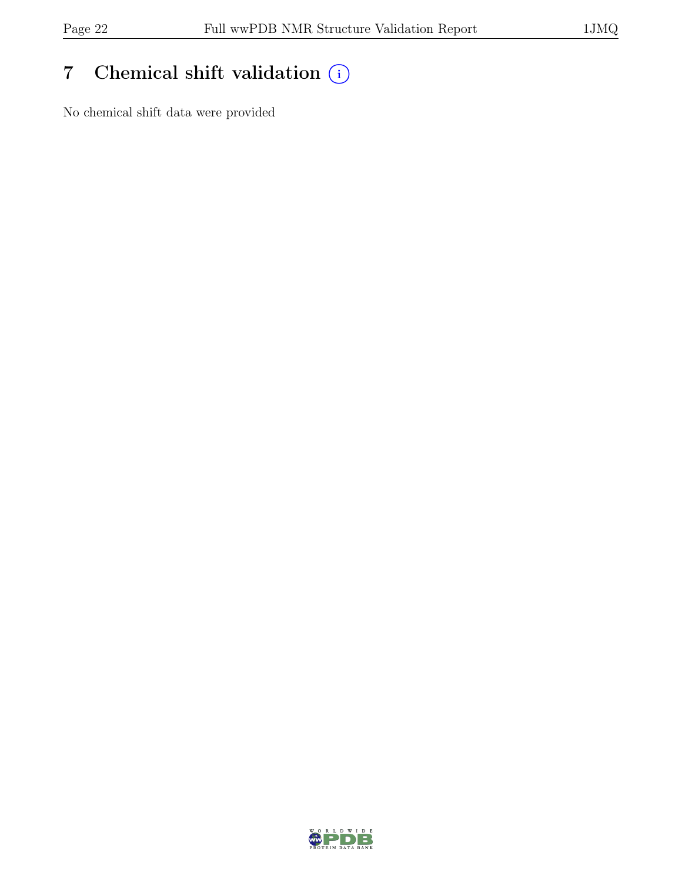# 7 Chemical shift validation (i)

No chemical shift data were provided